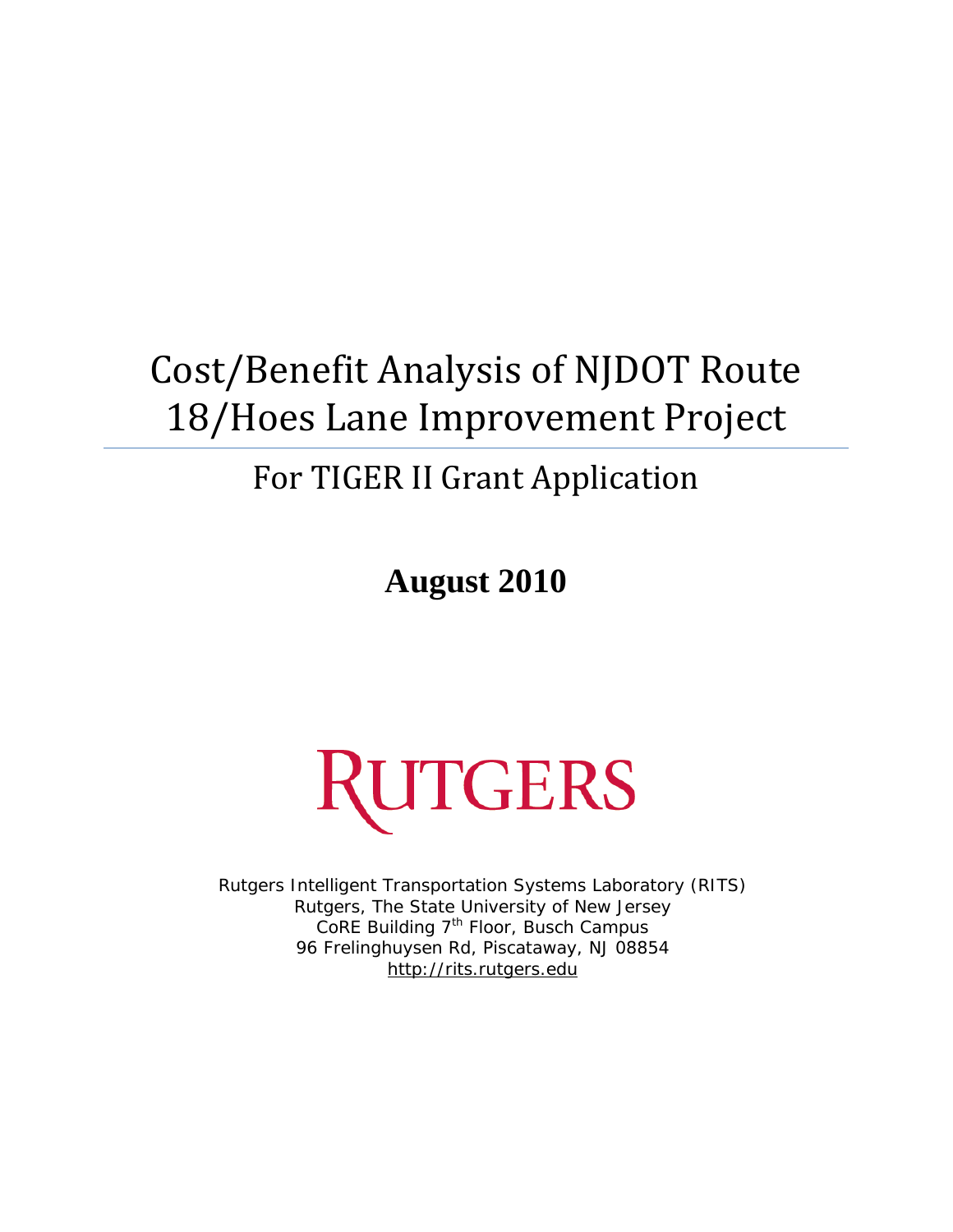# Cost/Benefit Analysis of NJDOT Route 18/Hoes Lane Improvement Project

## For TIGER II Grant Application

**August 2010**

RUTGERS

Rutgers Intelligent Transportation Systems Laboratory (RITS)
Rutgers, The State University of New Jersey
CoRE Building 7th Floor, Busch Campus
96 Frelinghuysen Rd, Piscataway, NJ 08854
http://rits.rutgers.edu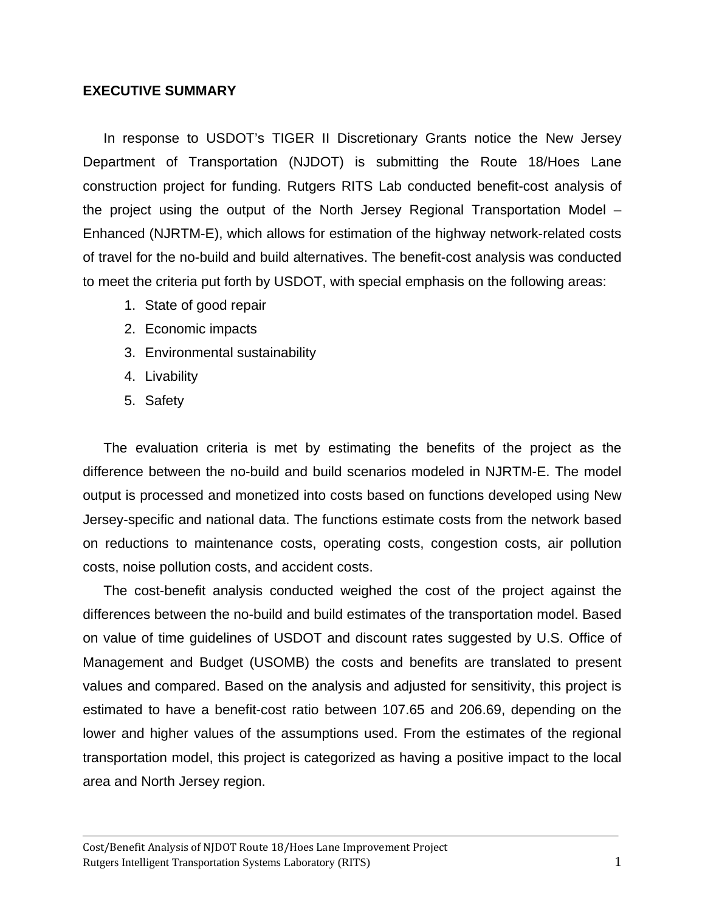## EXECUTIVE SUMMARY

In response to USDOT's TIGER II Discretionary Grants notice the New Jersey Department of Transportation (NJDOT) is submitting the Route 18/Hoes Lane construction project for funding. Rutgers RITS Lab conducted benefit-cost analysis of the project using the output of the North Jersey Regional Transportation Model – Enhanced (NJRTM-E), which allows for estimation of the highway network-related costs of travel for the no-build and build alternatives. The benefit-cost analysis was conducted to meet the criteria put forth by USDOT, with special emphasis on the following areas:

1. State of good repair
2. Economic impacts
3. Environmental sustainability
4. Livability
5. Safety

The evaluation criteria is met by estimating the benefits of the project as the difference between the no-build and build scenarios modeled in NJRTM-E. The model output is processed and monetized into costs based on functions developed using New Jersey-specific and national data. The functions estimate costs from the network based on reductions to maintenance costs, operating costs, congestion costs, air pollution costs, noise pollution costs, and accident costs.

The cost-benefit analysis conducted weighed the cost of the project against the differences between the no-build and build estimates of the transportation model. Based on value of time guidelines of USDOT and discount rates suggested by U.S. Office of Management and Budget (USOMB) the costs and benefits are translated to present values and compared. Based on the analysis and adjusted for sensitivity, this project is estimated to have a benefit-cost ratio between 107.65 and 206.69, depending on the lower and higher values of the assumptions used. From the estimates of the regional transportation model, this project is categorized as having a positive impact to the local area and North Jersey region.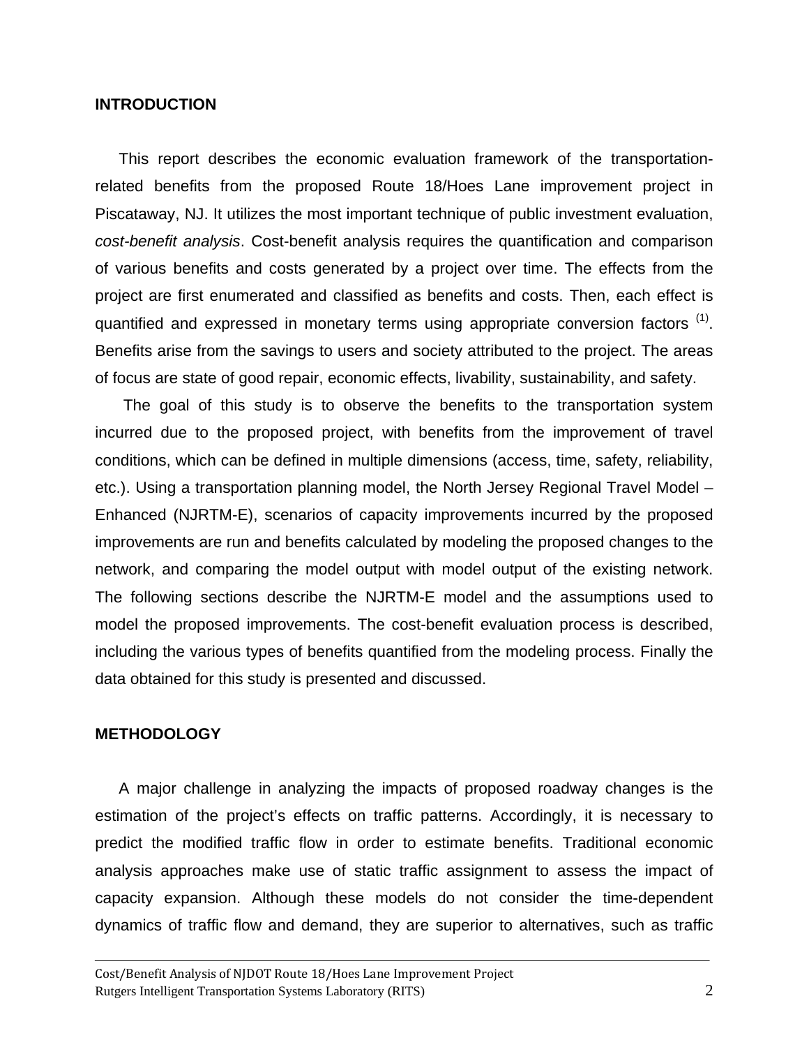## INTRODUCTION

This report describes the economic evaluation framework of the transportation-related benefits from the proposed Route 18/Hoes Lane improvement project in Piscataway, NJ. It utilizes the most important technique of public investment evaluation, *cost-benefit analysis*. Cost-benefit analysis requires the quantification and comparison of various benefits and costs generated by a project over time. The effects from the project are first enumerated and classified as benefits and costs. Then, each effect is quantified and expressed in monetary terms using appropriate conversion factors (1). Benefits arise from the savings to users and society attributed to the project. The areas of focus are state of good repair, economic effects, livability, sustainability, and safety.

The goal of this study is to observe the benefits to the transportation system incurred due to the proposed project, with benefits from the improvement of travel conditions, which can be defined in multiple dimensions (access, time, safety, reliability, etc.). Using a transportation planning model, the North Jersey Regional Travel Model – Enhanced (NJRTM-E), scenarios of capacity improvements incurred by the proposed improvements are run and benefits calculated by modeling the proposed changes to the network, and comparing the model output with model output of the existing network. The following sections describe the NJRTM-E model and the assumptions used to model the proposed improvements. The cost-benefit evaluation process is described, including the various types of benefits quantified from the modeling process. Finally the data obtained for this study is presented and discussed.

## METHODOLOGY

A major challenge in analyzing the impacts of proposed roadway changes is the estimation of the project's effects on traffic patterns. Accordingly, it is necessary to predict the modified traffic flow in order to estimate benefits. Traditional economic analysis approaches make use of static traffic assignment to assess the impact of capacity expansion. Although these models do not consider the time-dependent dynamics of traffic flow and demand, they are superior to alternatives, such as traffic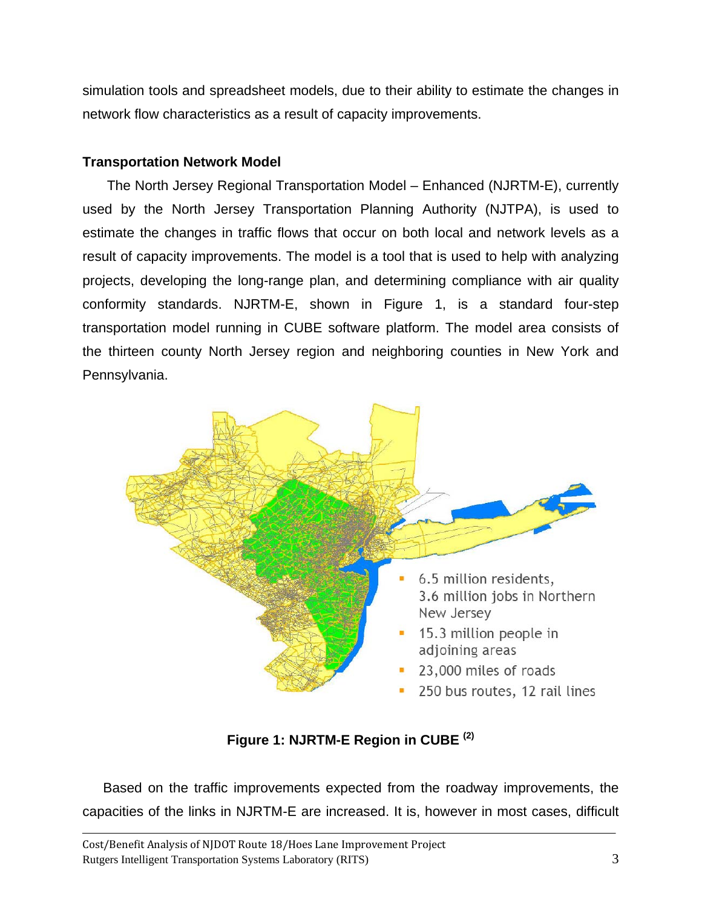simulation tools and spreadsheet models, due to their ability to estimate the changes in network flow characteristics as a result of capacity improvements.

**Transportation Network Model**

The North Jersey Regional Transportation Model – Enhanced (NJRTM-E), currently used by the North Jersey Transportation Planning Authority (NJTPA), is used to estimate the changes in traffic flows that occur on both local and network levels as a result of capacity improvements. The model is a tool that is used to help with analyzing projects, developing the long-range plan, and determining compliance with air quality conformity standards. NJRTM-E, shown in Figure 1, is a standard four-step transportation model running in CUBE software platform. The model area consists of the thirteen county North Jersey region and neighboring counties in New York and Pennsylvania.

- 6.5 million residents, 3.6 million jobs in Northern New Jersey
- 15.3 million people in adjoining areas
- 23,000 miles of roads
- 250 bus routes, 12 rail lines

**Figure 1: NJRTM-E Region in CUBE [2]**

Based on the traffic improvements expected from the roadway improvements, the capacities of the links in NJRTM-E are increased. It is, however in most cases, difficult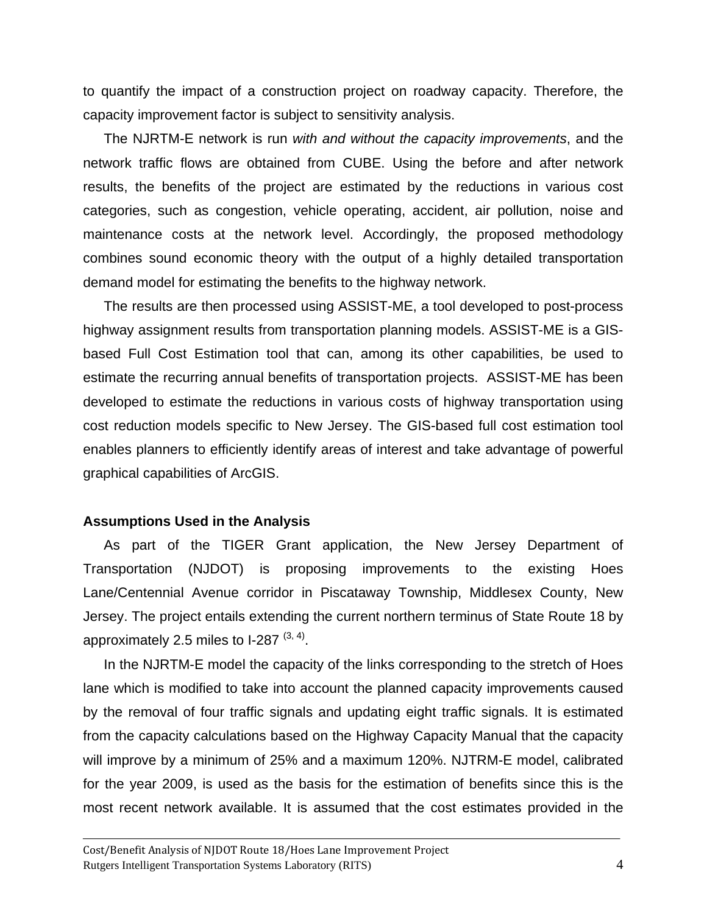to quantify the impact of a construction project on roadway capacity. Therefore, the capacity improvement factor is subject to sensitivity analysis.

The NJRTM-E network is run *with and without the capacity improvements*, and the network traffic flows are obtained from CUBE. Using the before and after network results, the benefits of the project are estimated by the reductions in various cost categories, such as congestion, vehicle operating, accident, air pollution, noise and maintenance costs at the network level. Accordingly, the proposed methodology combines sound economic theory with the output of a highly detailed transportation demand model for estimating the benefits to the highway network.

The results are then processed using ASSIST-ME, a tool developed to post-process highway assignment results from transportation planning models. ASSIST-ME is a GIS-based Full Cost Estimation tool that can, among its other capabilities, be used to estimate the recurring annual benefits of transportation projects. ASSIST-ME has been developed to estimate the reductions in various costs of highway transportation using cost reduction models specific to New Jersey. The GIS-based full cost estimation tool enables planners to efficiently identify areas of interest and take advantage of powerful graphical capabilities of ArcGIS.

**Assumptions Used in the Analysis**

As part of the TIGER Grant application, the New Jersey Department of Transportation (NJDOT) is proposing improvements to the existing Hoes Lane/Centennial Avenue corridor in Piscataway Township, Middlesex County, New Jersey. The project entails extending the current northern terminus of State Route 18 by approximately 2.5 miles to I-287 [3, 4].

In the NJRTM-E model the capacity of the links corresponding to the stretch of Hoes lane which is modified to take into account the planned capacity improvements caused by the removal of four traffic signals and updating eight traffic signals. It is estimated from the capacity calculations based on the Highway Capacity Manual that the capacity will improve by a minimum of 25% and a maximum 120%. NJTRM-E model, calibrated for the year 2009, is used as the basis for the estimation of benefits since this is the most recent network available. It is assumed that the cost estimates provided in the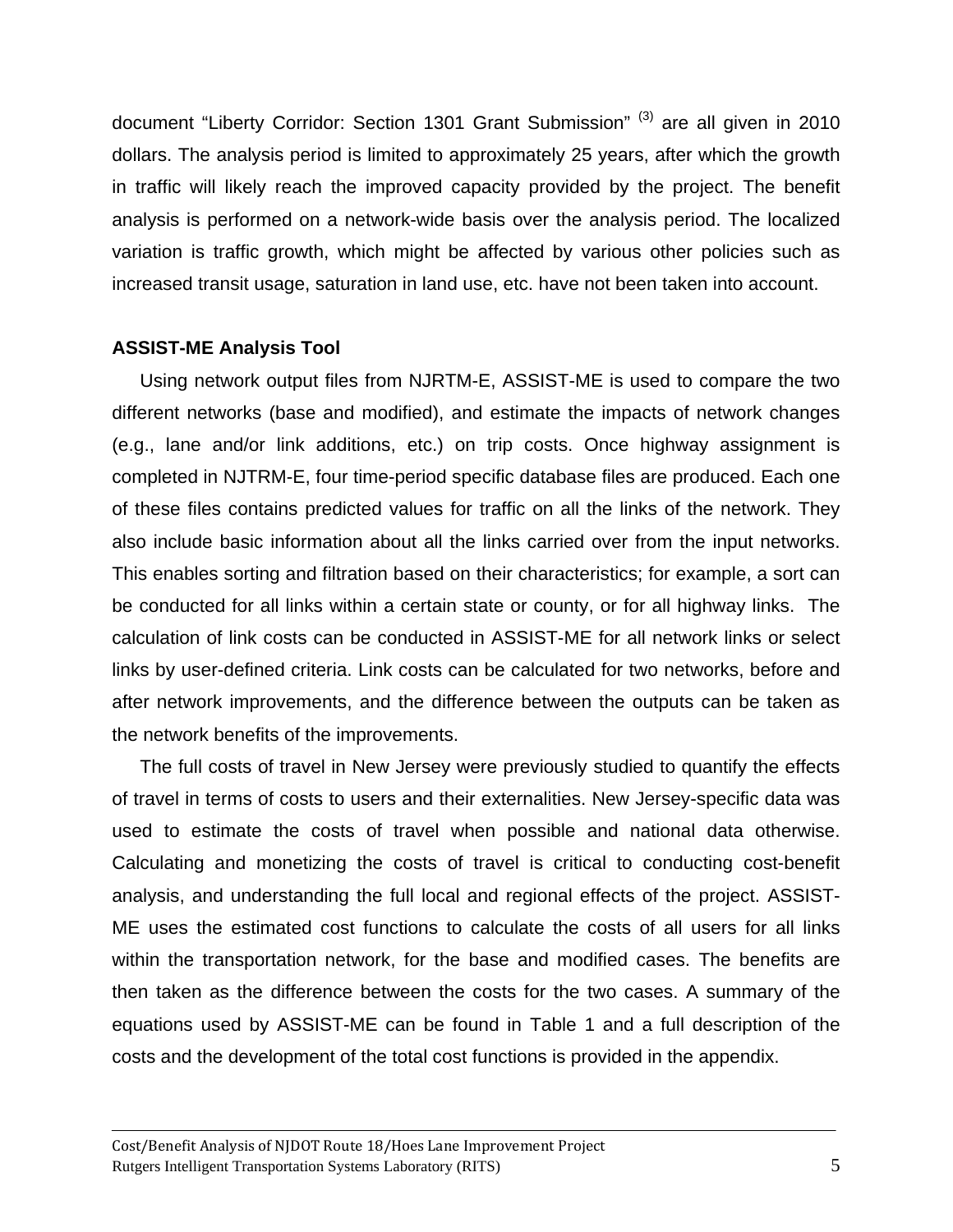document "Liberty Corridor: Section 1301 Grant Submission" [(3)] are all given in 2010 dollars. The analysis period is limited to approximately 25 years, after which the growth in traffic will likely reach the improved capacity provided by the project. The benefit analysis is performed on a network-wide basis over the analysis period. The localized variation is traffic growth, which might be affected by various other policies such as increased transit usage, saturation in land use, etc. have not been taken into account.

**ASSIST-ME Analysis Tool**

Using network output files from NJRTM-E, ASSIST-ME is used to compare the two different networks (base and modified), and estimate the impacts of network changes (e.g., lane and/or link additions, etc.) on trip costs. Once highway assignment is completed in NJTRM-E, four time-period specific database files are produced. Each one of these files contains predicted values for traffic on all the links of the network. They also include basic information about all the links carried over from the input networks. This enables sorting and filtration based on their characteristics; for example, a sort can be conducted for all links within a certain state or county, or for all highway links. The calculation of link costs can be conducted in ASSIST-ME for all network links or select links by user-defined criteria. Link costs can be calculated for two networks, before and after network improvements, and the difference between the outputs can be taken as the network benefits of the improvements.

The full costs of travel in New Jersey were previously studied to quantify the effects of travel in terms of costs to users and their externalities. New Jersey-specific data was used to estimate the costs of travel when possible and national data otherwise. Calculating and monetizing the costs of travel is critical to conducting cost-benefit analysis, and understanding the full local and regional effects of the project. ASSIST-ME uses the estimated cost functions to calculate the costs of all users for all links within the transportation network, for the base and modified cases. The benefits are then taken as the difference between the costs for the two cases. A summary of the equations used by ASSIST-ME can be found in Table 1 and a full description of the costs and the development of the total cost functions is provided in the appendix.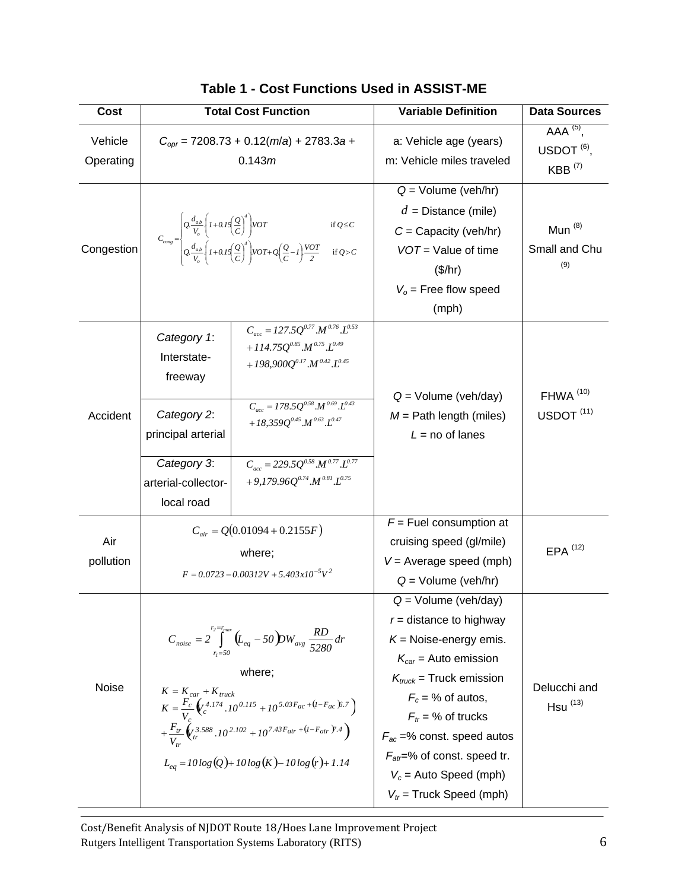**Table 1 - Cost Functions Used in ASSIST-ME**

| Cost | Total Cost Function | | Variable Definition | Data Sources |
|---|---|---|---|---|
| Vehicle Operating | $C_{opr}$ = 7208.73 + 0.12($m$/$a$) + 2783.3$a$ + 0.143$m$ | | a: Vehicle age (years)<br>m: Vehicle miles traveled | AAA [5], USDOT [6], KBB [7] |
| Congestion | $C_{cong} = \begin{cases} Q.\frac{d_{a,b}}{V_o}.\left(1+0.15\left(\frac{Q}{C}\right)^4\right).VOT & \text{if } Q \le C \\ Q.\frac{d_{a,b}}{V_o}.\left(1+0.15\left(\frac{Q}{C}\right)^4\right).VOT + Q.\left(\frac{Q}{C}-1\right).\frac{VOT}{2} & \text{if } Q > C \end{cases}$ | | $Q$ = Volume (veh/hr)<br>$d$ = Distance (mile)<br>$C$ = Capacity (veh/hr)<br>$VOT$ = Value of time ($/hr)<br>$V_o$ = Free flow speed (mph) | Mun [8]<br>Small and Chu [9] |
| Accident | *Category 1*: Interstate-freeway | $C_{acc} = 127.5Q^{0.77}.M^{0.76}.L^{0.53} + 114.75Q^{0.85}.M^{0.75}.L^{0.49} + 198{,}900Q^{0.17}.M^{0.42}.L^{0.45}$ | $Q$ = Volume (veh/day)<br>$M$ = Path length (miles)<br>$L$ = no of lanes | FHWA [10]<br>USDOT [11] |
| | *Category 2*: principal arterial | $C_{acc} = 178.5Q^{0.58}.M^{0.69}.L^{0.43} + 18{,}359Q^{0.45}.M^{0.63}.L^{0.47}$ | | |
| | *Category 3*: arterial-collector-local road | $C_{acc} = 229.5Q^{0.58}.M^{0.77}.L^{0.77} + 9{,}179.96Q^{0.74}.M^{0.81}.L^{0.75}$ | | |
| Air pollution | $C_{air} = Q(0.01094 + 0.2155F)$<br>where;<br>$F = 0.0723 - 0.00312V + 5.403x10^{-5}V^2$ | | $F$ = Fuel consumption at cruising speed (gl/mile)<br>$V$ = Average speed (mph)<br>$Q$ = Volume (veh/hr) | EPA [12] |
| Noise | $C_{noise} = 2\int_{r_1=50}^{r_2=r_{max}} (L_{eq} - 50)DW_{avg}\frac{RD}{5280}dr$<br>where;<br>$K = K_{car} + K_{truck}$<br>$K = \frac{F_c}{V_c}\left(V_c^{4.174}.10^{0.115} + 10^{5.03F_{ac} + (1-F_{ac})6.7}\right) + \frac{F_{tr}}{V_{tr}}\left(V_{tr}^{3.588}.10^{2.102} + 10^{7.43F_{atr} + (1-F_{atr})7.4}\right)$<br>$L_{eq} = 10\log(Q) + 10\log(K) - 10\log(r) + 1.14$ | | $Q$ = Volume (veh/day)<br>$r$ = distance to highway<br>$K$ = Noise-energy emis.<br>$K_{car}$ = Auto emission<br>$K_{truck}$ = Truck emission<br>$F_c$ = % of autos,<br>$F_{tr}$ = % of trucks<br>$F_{ac}$ =% const. speed autos<br>$F_{atr}$=% of const. speed tr.<br>$V_c$ = Auto Speed (mph)<br>$V_{tr}$ = Truck Speed (mph) | Delucchi and Hsu [13] |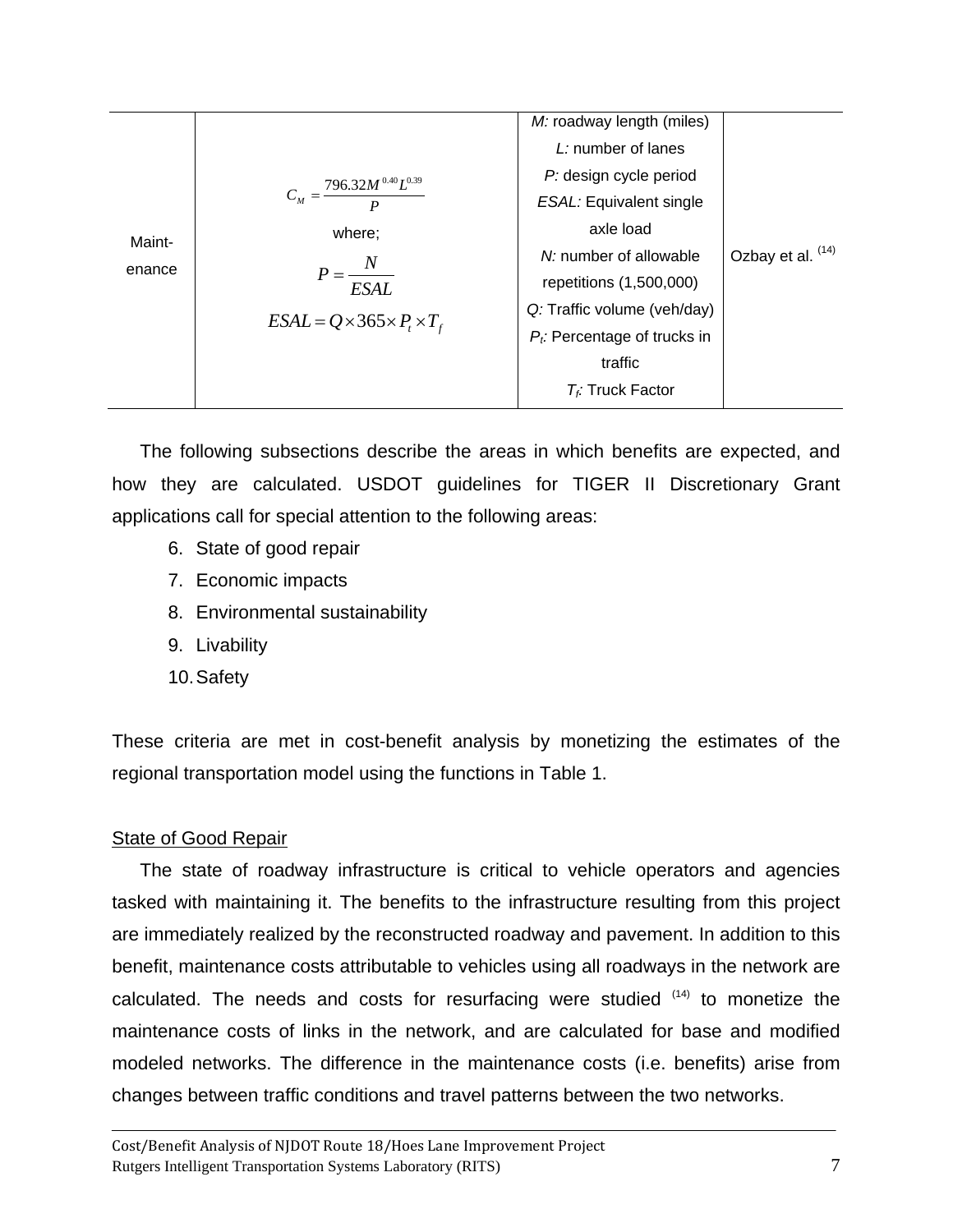| Maint-enance | $C_M = \frac{796.32 M^{0.40} L^{0.39}}{P}$ where; $P = \frac{N}{ESAL}$ $ESAL = Q \times 365 \times P_t \times T_f$ | *M:* roadway length (miles) *L:* number of lanes *P:* design cycle period *ESAL:* Equivalent single axle load *N:* number of allowable repetitions (1,500,000) *Q:* Traffic volume (veh/day) $P_t$: Percentage of trucks in traffic $T_f$: Truck Factor | Ozbay et al. [14] |
|---|---|---|---|

The following subsections describe the areas in which benefits are expected, and how they are calculated. USDOT guidelines for TIGER II Discretionary Grant applications call for special attention to the following areas:

6. State of good repair
7. Economic impacts
8. Environmental sustainability
9. Livability
10. Safety

These criteria are met in cost-benefit analysis by monetizing the estimates of the regional transportation model using the functions in Table 1.

## State of Good Repair

The state of roadway infrastructure is critical to vehicle operators and agencies tasked with maintaining it. The benefits to the infrastructure resulting from this project are immediately realized by the reconstructed roadway and pavement. In addition to this benefit, maintenance costs attributable to vehicles using all roadways in the network are calculated. The needs and costs for resurfacing were studied [14] to monetize the maintenance costs of links in the network, and are calculated for base and modified modeled networks. The difference in the maintenance costs (i.e. benefits) arise from changes between traffic conditions and travel patterns between the two networks.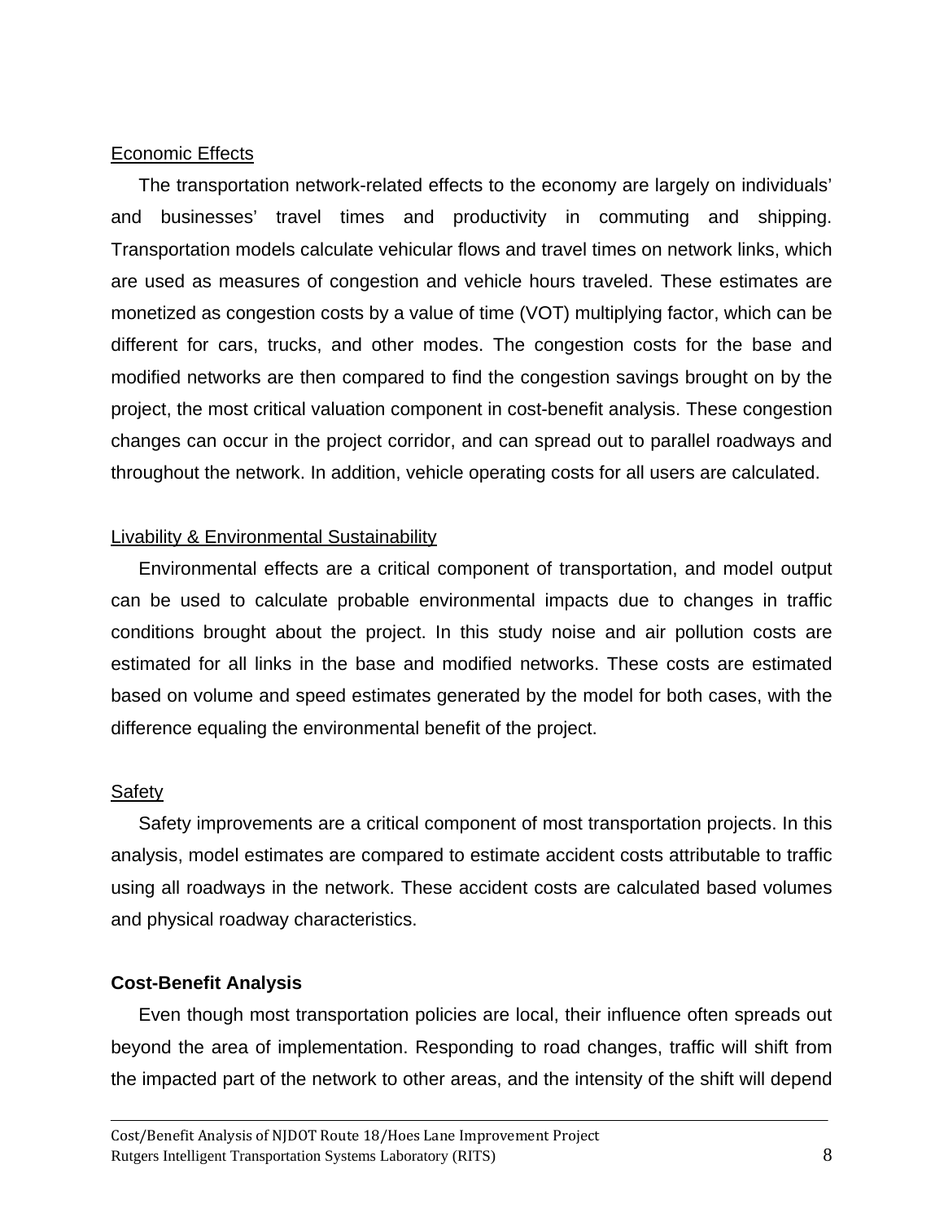Economic Effects

The transportation network-related effects to the economy are largely on individuals' and businesses' travel times and productivity in commuting and shipping. Transportation models calculate vehicular flows and travel times on network links, which are used as measures of congestion and vehicle hours traveled. These estimates are monetized as congestion costs by a value of time (VOT) multiplying factor, which can be different for cars, trucks, and other modes. The congestion costs for the base and modified networks are then compared to find the congestion savings brought on by the project, the most critical valuation component in cost-benefit analysis. These congestion changes can occur in the project corridor, and can spread out to parallel roadways and throughout the network. In addition, vehicle operating costs for all users are calculated.

Livability & Environmental Sustainability

Environmental effects are a critical component of transportation, and model output can be used to calculate probable environmental impacts due to changes in traffic conditions brought about the project. In this study noise and air pollution costs are estimated for all links in the base and modified networks. These costs are estimated based on volume and speed estimates generated by the model for both cases, with the difference equaling the environmental benefit of the project.

Safety

Safety improvements are a critical component of most transportation projects. In this analysis, model estimates are compared to estimate accident costs attributable to traffic using all roadways in the network. These accident costs are calculated based volumes and physical roadway characteristics.

**Cost-Benefit Analysis**

Even though most transportation policies are local, their influence often spreads out beyond the area of implementation. Responding to road changes, traffic will shift from the impacted part of the network to other areas, and the intensity of the shift will depend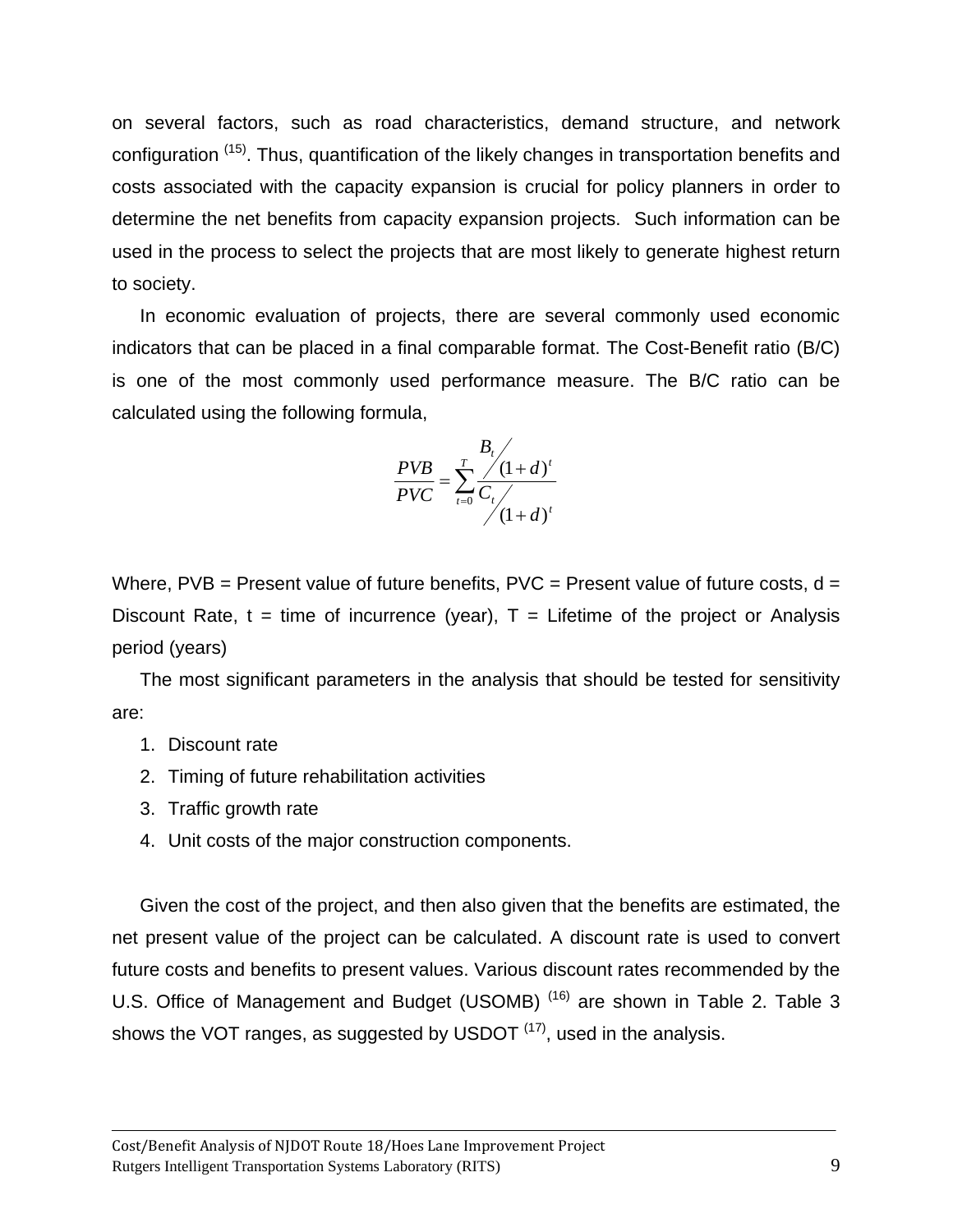on several factors, such as road characteristics, demand structure, and network configuration [15]. Thus, quantification of the likely changes in transportation benefits and costs associated with the capacity expansion is crucial for policy planners in order to determine the net benefits from capacity expansion projects. Such information can be used in the process to select the projects that are most likely to generate highest return to society.

In economic evaluation of projects, there are several commonly used economic indicators that can be placed in a final comparable format. The Cost-Benefit ratio (B/C) is one of the most commonly used performance measure. The B/C ratio can be calculated using the following formula,

$$\frac{PVB}{PVC} = \sum_{t=0}^{T} \frac{B_t / (1+d)^t}{C_t / (1+d)^t}$$

Where, PVB = Present value of future benefits, PVC = Present value of future costs, d = Discount Rate, t = time of incurrence (year), T = Lifetime of the project or Analysis period (years)

The most significant parameters in the analysis that should be tested for sensitivity are:

1. Discount rate
2. Timing of future rehabilitation activities
3. Traffic growth rate
4. Unit costs of the major construction components.

Given the cost of the project, and then also given that the benefits are estimated, the net present value of the project can be calculated. A discount rate is used to convert future costs and benefits to present values. Various discount rates recommended by the U.S. Office of Management and Budget (USOMB) [16] are shown in Table 2. Table 3 shows the VOT ranges, as suggested by USDOT [17], used in the analysis.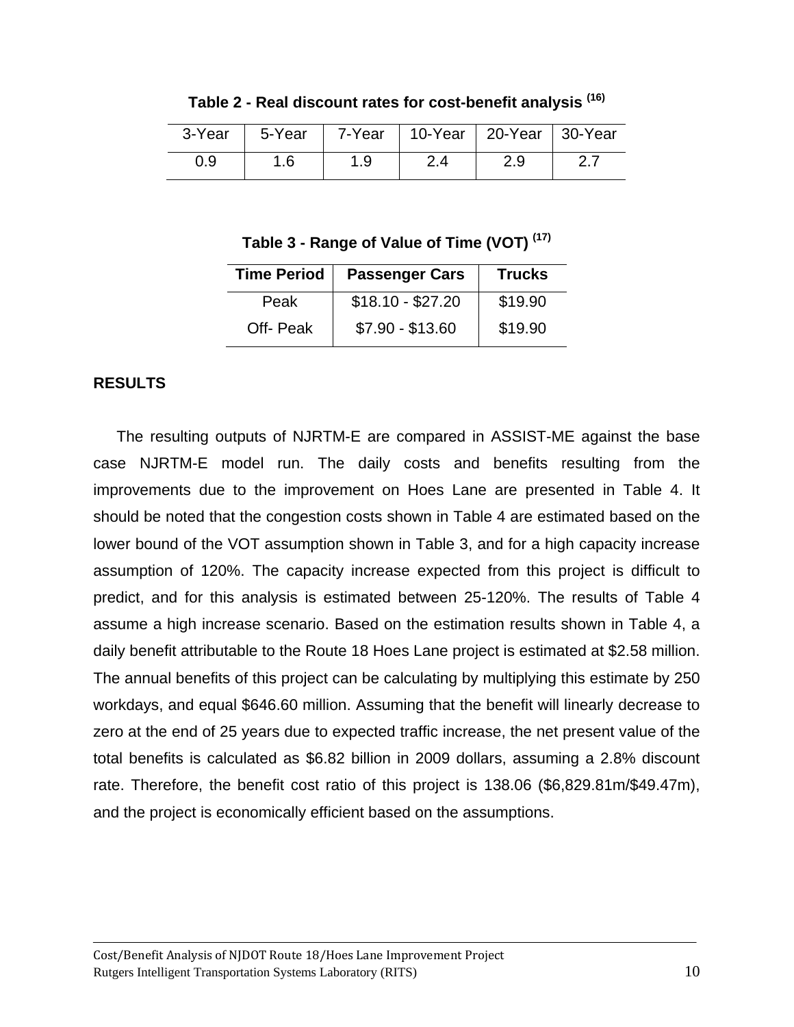**Table 2 - Real discount rates for cost-benefit analysis [16]**

| 3-Year | 5-Year | 7-Year | 10-Year | 20-Year | 30-Year |
|---|---|---|---|---|---|
| 0.9 | 1.6 | 1.9 | 2.4 | 2.9 | 2.7 |

**Table 3 - Range of Value of Time (VOT) [17]**

| Time Period | Passenger Cars | Trucks |
|---|---|---|
| Peak | $18.10 - $27.20 | $19.90 |
| Off- Peak | $7.90 - $13.60 | $19.90 |

## RESULTS

The resulting outputs of NJRTM-E are compared in ASSIST-ME against the base case NJRTM-E model run. The daily costs and benefits resulting from the improvements due to the improvement on Hoes Lane are presented in Table 4. It should be noted that the congestion costs shown in Table 4 are estimated based on the lower bound of the VOT assumption shown in Table 3, and for a high capacity increase assumption of 120%. The capacity increase expected from this project is difficult to predict, and for this analysis is estimated between 25-120%. The results of Table 4 assume a high increase scenario. Based on the estimation results shown in Table 4, a daily benefit attributable to the Route 18 Hoes Lane project is estimated at $2.58 million. The annual benefits of this project can be calculating by multiplying this estimate by 250 workdays, and equal $646.60 million. Assuming that the benefit will linearly decrease to zero at the end of 25 years due to expected traffic increase, the net present value of the total benefits is calculated as $6.82 billion in 2009 dollars, assuming a 2.8% discount rate. Therefore, the benefit cost ratio of this project is 138.06 ($6,829.81m/$49.47m), and the project is economically efficient based on the assumptions.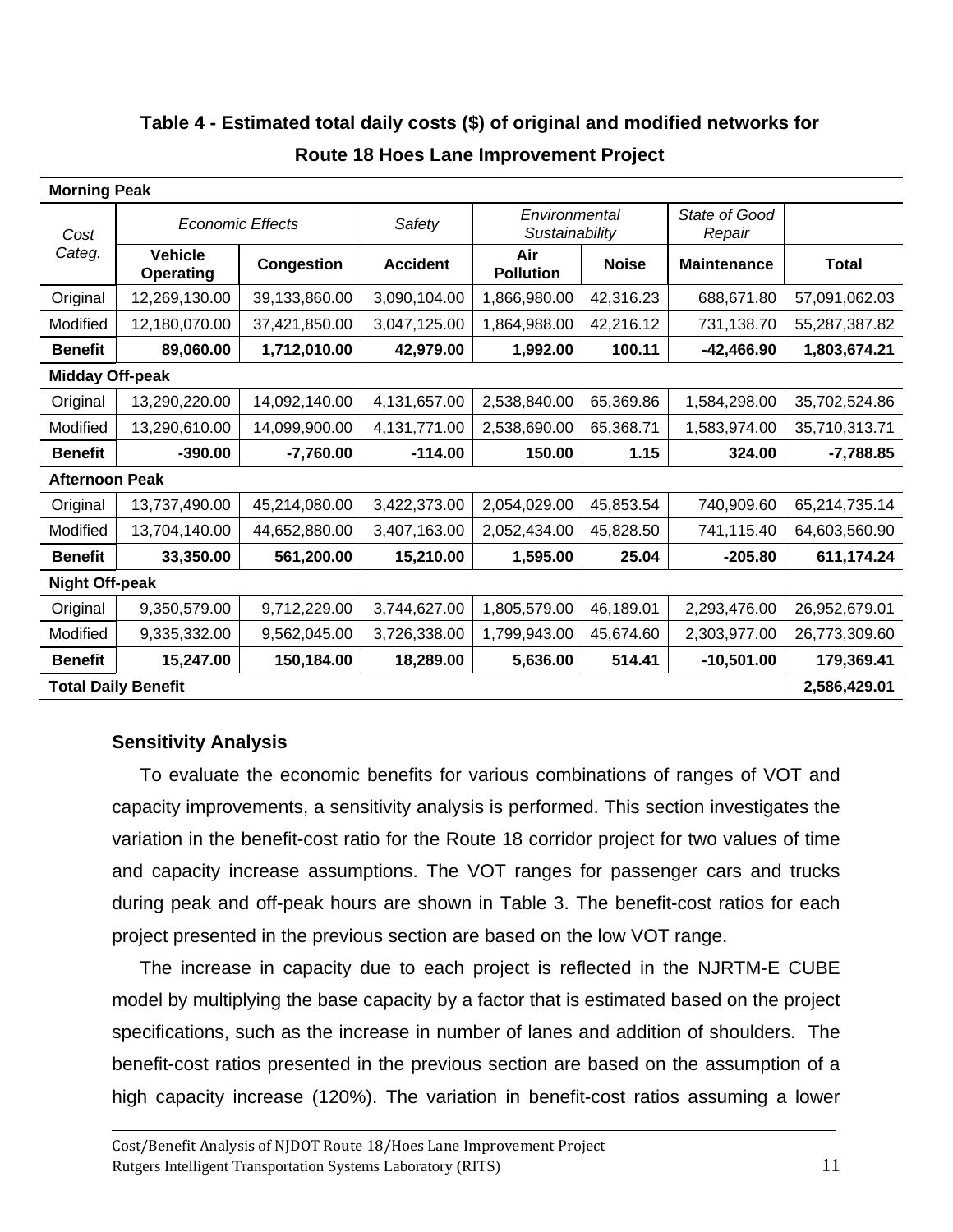**Table 4 - Estimated total daily costs ($) of original and modified networks for Route 18 Hoes Lane Improvement Project**

| **Morning Peak** | | | | | | | |
|---|---|---|---|---|---|---|---|
| *Cost Categ.* | *Economic Effects* | | *Safety* | *Environmental Sustainability* | | *State of Good Repair* | |
| | **Vehicle Operating** | **Congestion** | **Accident** | **Air Pollution** | **Noise** | **Maintenance** | **Total** |
| Original | 12,269,130.00 | 39,133,860.00 | 3,090,104.00 | 1,866,980.00 | 42,316.23 | 688,671.80 | 57,091,062.03 |
| Modified | 12,180,070.00 | 37,421,850.00 | 3,047,125.00 | 1,864,988.00 | 42,216.12 | 731,138.70 | 55,287,387.82 |
| **Benefit** | **89,060.00** | **1,712,010.00** | **42,979.00** | **1,992.00** | **100.11** | **-42,466.90** | **1,803,674.21** |
| **Midday Off-peak** | | | | | | | |
| Original | 13,290,220.00 | 14,092,140.00 | 4,131,657.00 | 2,538,840.00 | 65,369.86 | 1,584,298.00 | 35,702,524.86 |
| Modified | 13,290,610.00 | 14,099,900.00 | 4,131,771.00 | 2,538,690.00 | 65,368.71 | 1,583,974.00 | 35,710,313.71 |
| **Benefit** | **-390.00** | **-7,760.00** | **-114.00** | **150.00** | **1.15** | **324.00** | **-7,788.85** |
| **Afternoon Peak** | | | | | | | |
| Original | 13,737,490.00 | 45,214,080.00 | 3,422,373.00 | 2,054,029.00 | 45,853.54 | 740,909.60 | 65,214,735.14 |
| Modified | 13,704,140.00 | 44,652,880.00 | 3,407,163.00 | 2,052,434.00 | 45,828.50 | 741,115.40 | 64,603,560.90 |
| **Benefit** | **33,350.00** | **561,200.00** | **15,210.00** | **1,595.00** | **25.04** | **-205.80** | **611,174.24** |
| **Night Off-peak** | | | | | | | |
| Original | 9,350,579.00 | 9,712,229.00 | 3,744,627.00 | 1,805,579.00 | 46,189.01 | 2,293,476.00 | 26,952,679.01 |
| Modified | 9,335,332.00 | 9,562,045.00 | 3,726,338.00 | 1,799,943.00 | 45,674.60 | 2,303,977.00 | 26,773,309.60 |
| **Benefit** | **15,247.00** | **150,184.00** | **18,289.00** | **5,636.00** | **514.41** | **-10,501.00** | **179,369.41** |
| **Total Daily Benefit** | | | | | | | **2,586,429.01** |

### Sensitivity Analysis

To evaluate the economic benefits for various combinations of ranges of VOT and capacity improvements, a sensitivity analysis is performed. This section investigates the variation in the benefit-cost ratio for the Route 18 corridor project for two values of time and capacity increase assumptions. The VOT ranges for passenger cars and trucks during peak and off-peak hours are shown in Table 3. The benefit-cost ratios for each project presented in the previous section are based on the low VOT range.

The increase in capacity due to each project is reflected in the NJRTM-E CUBE model by multiplying the base capacity by a factor that is estimated based on the project specifications, such as the increase in number of lanes and addition of shoulders. The benefit-cost ratios presented in the previous section are based on the assumption of a high capacity increase (120%). The variation in benefit-cost ratios assuming a lower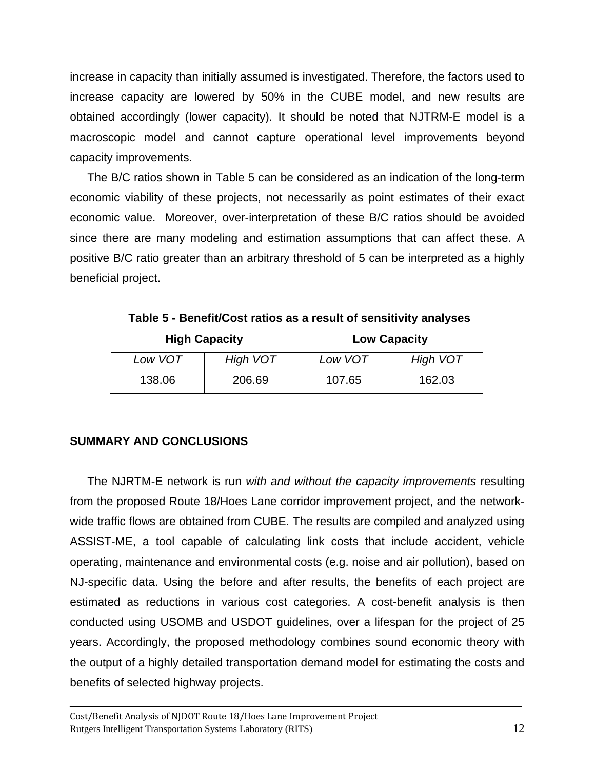increase in capacity than initially assumed is investigated. Therefore, the factors used to increase capacity are lowered by 50% in the CUBE model, and new results are obtained accordingly (lower capacity). It should be noted that NJTRM-E model is a macroscopic model and cannot capture operational level improvements beyond capacity improvements.

The B/C ratios shown in Table 5 can be considered as an indication of the long-term economic viability of these projects, not necessarily as point estimates of their exact economic value. Moreover, over-interpretation of these B/C ratios should be avoided since there are many modeling and estimation assumptions that can affect these. A positive B/C ratio greater than an arbitrary threshold of 5 can be interpreted as a highly beneficial project.

**Table 5 - Benefit/Cost ratios as a result of sensitivity analyses**

| **High Capacity** | | **Low Capacity** | |
|---|---|---|---|
| *Low VOT* | *High VOT* | *Low VOT* | *High VOT* |
| 138.06 | 206.69 | 107.65 | 162.03 |

## SUMMARY AND CONCLUSIONS

The NJRTM-E network is run *with and without the capacity improvements* resulting from the proposed Route 18/Hoes Lane corridor improvement project, and the network-wide traffic flows are obtained from CUBE. The results are compiled and analyzed using ASSIST-ME, a tool capable of calculating link costs that include accident, vehicle operating, maintenance and environmental costs (e.g. noise and air pollution), based on NJ-specific data. Using the before and after results, the benefits of each project are estimated as reductions in various cost categories. A cost-benefit analysis is then conducted using USOMB and USDOT guidelines, over a lifespan for the project of 25 years. Accordingly, the proposed methodology combines sound economic theory with the output of a highly detailed transportation demand model for estimating the costs and benefits of selected highway projects.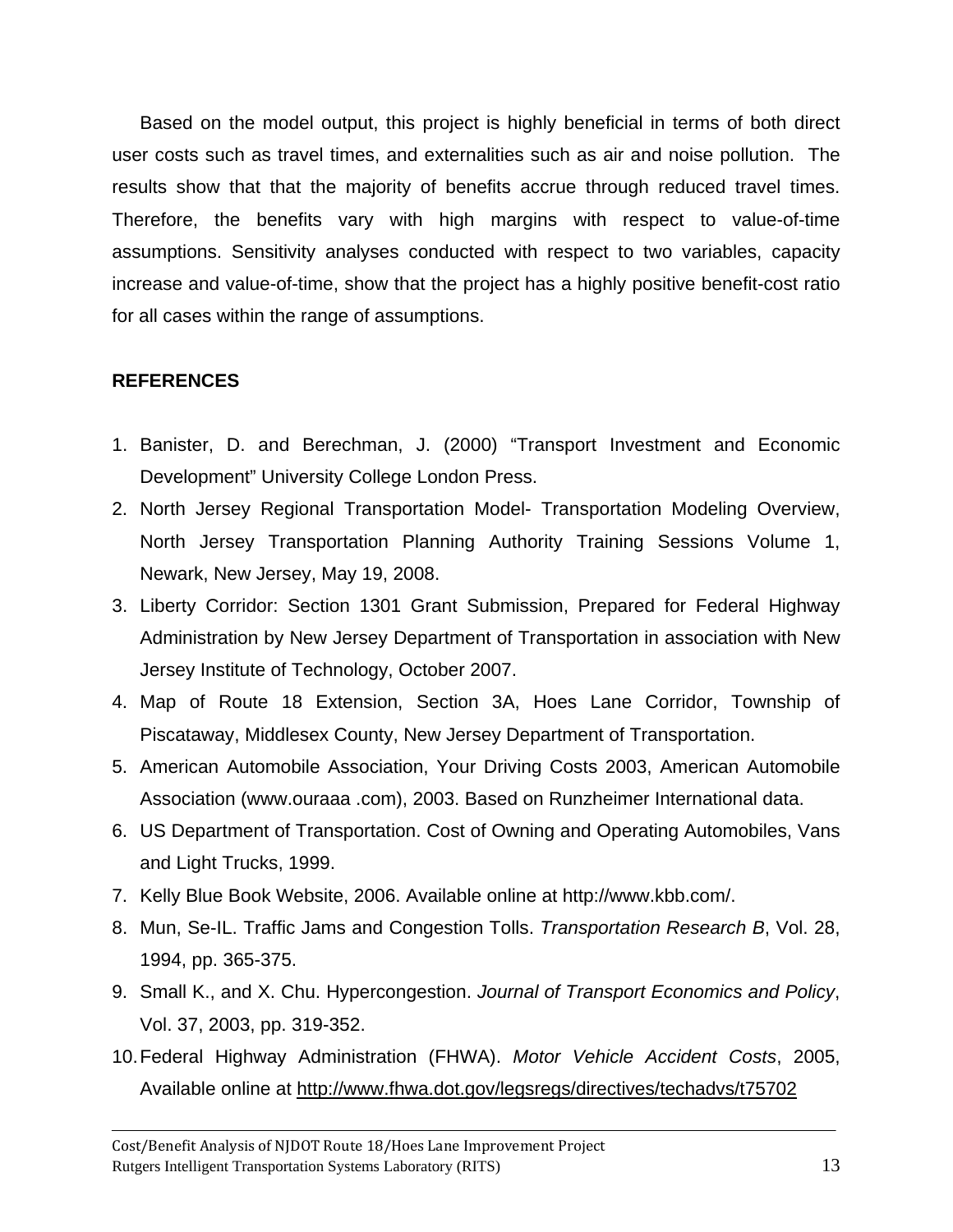Based on the model output, this project is highly beneficial in terms of both direct user costs such as travel times, and externalities such as air and noise pollution. The results show that that the majority of benefits accrue through reduced travel times. Therefore, the benefits vary with high margins with respect to value-of-time assumptions. Sensitivity analyses conducted with respect to two variables, capacity increase and value-of-time, show that the project has a highly positive benefit-cost ratio for all cases within the range of assumptions.

## REFERENCES

1. Banister, D. and Berechman, J. (2000) "Transport Investment and Economic Development" University College London Press.
2. North Jersey Regional Transportation Model- Transportation Modeling Overview, North Jersey Transportation Planning Authority Training Sessions Volume 1, Newark, New Jersey, May 19, 2008.
3. Liberty Corridor: Section 1301 Grant Submission, Prepared for Federal Highway Administration by New Jersey Department of Transportation in association with New Jersey Institute of Technology, October 2007.
4. Map of Route 18 Extension, Section 3A, Hoes Lane Corridor, Township of Piscataway, Middlesex County, New Jersey Department of Transportation.
5. American Automobile Association, Your Driving Costs 2003, American Automobile Association (www.ouraaa .com), 2003. Based on Runzheimer International data.
6. US Department of Transportation. Cost of Owning and Operating Automobiles, Vans and Light Trucks, 1999.
7. Kelly Blue Book Website, 2006. Available online at http://www.kbb.com/.
8. Mun, Se-IL. Traffic Jams and Congestion Tolls. *Transportation Research B*, Vol. 28, 1994, pp. 365-375.
9. Small K., and X. Chu. Hypercongestion. *Journal of Transport Economics and Policy*, Vol. 37, 2003, pp. 319-352.
10. Federal Highway Administration (FHWA). *Motor Vehicle Accident Costs*, 2005, Available online at http://www.fhwa.dot.gov/legsregs/directives/techadvs/t75702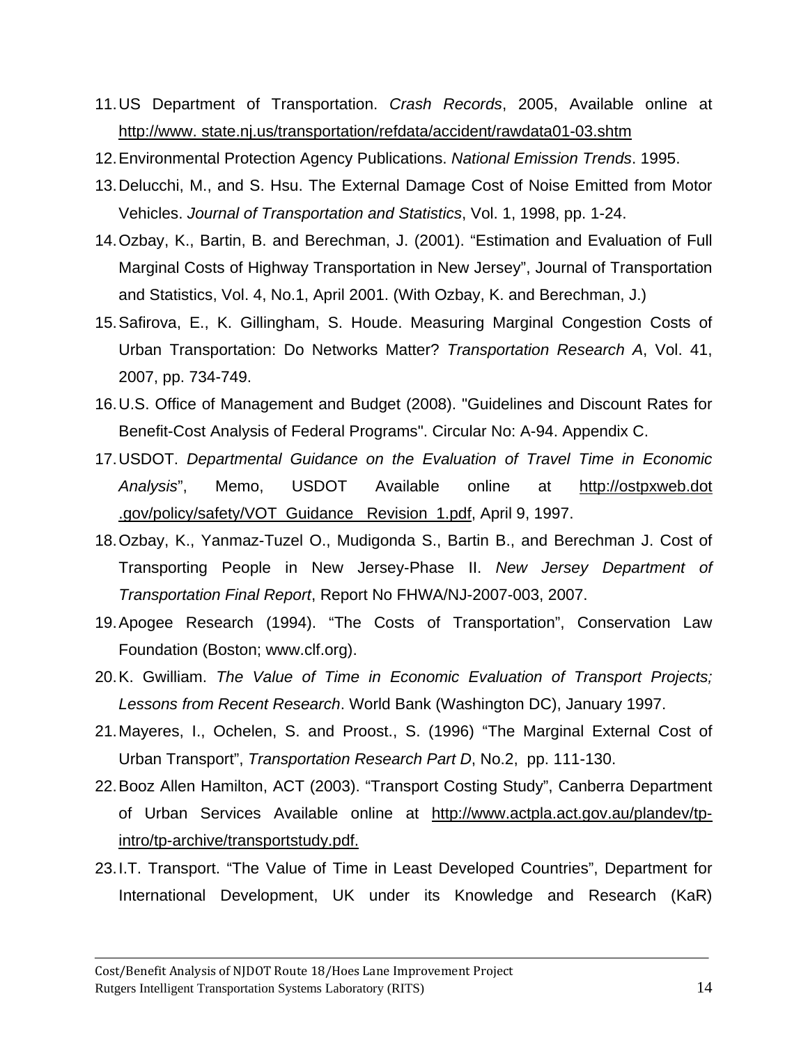11. US Department of Transportation. *Crash Records*, 2005, Available online at http://www. state.nj.us/transportation/refdata/accident/rawdata01-03.shtm
12. Environmental Protection Agency Publications. *National Emission Trends*. 1995.
13. Delucchi, M., and S. Hsu. The External Damage Cost of Noise Emitted from Motor Vehicles. *Journal of Transportation and Statistics*, Vol. 1, 1998, pp. 1-24.
14. Ozbay, K., Bartin, B. and Berechman, J. (2001). "Estimation and Evaluation of Full Marginal Costs of Highway Transportation in New Jersey", Journal of Transportation and Statistics, Vol. 4, No.1, April 2001. (With Ozbay, K. and Berechman, J.)
15. Safirova, E., K. Gillingham, S. Houde. Measuring Marginal Congestion Costs of Urban Transportation: Do Networks Matter? *Transportation Research A*, Vol. 41, 2007, pp. 734-749.
16. U.S. Office of Management and Budget (2008). "Guidelines and Discount Rates for Benefit-Cost Analysis of Federal Programs". Circular No: A-94. Appendix C.
17. USDOT. *Departmental Guidance on the Evaluation of Travel Time in Economic Analysis*", Memo, USDOT Available online at http://ostpxweb.dot .gov/policy/safety/VOT_Guidance_ Revision_1.pdf, April 9, 1997.
18. Ozbay, K., Yanmaz-Tuzel O., Mudigonda S., Bartin B., and Berechman J. Cost of Transporting People in New Jersey-Phase II. *New Jersey Department of Transportation Final Report*, Report No FHWA/NJ-2007-003, 2007.
19. Apogee Research (1994). "The Costs of Transportation", Conservation Law Foundation (Boston; www.clf.org).
20. K. Gwilliam. *The Value of Time in Economic Evaluation of Transport Projects; Lessons from Recent Research*. World Bank (Washington DC), January 1997.
21. Mayeres, I., Ochelen, S. and Proost., S. (1996) "The Marginal External Cost of Urban Transport", *Transportation Research Part D*, No.2, pp. 111-130.
22. Booz Allen Hamilton, ACT (2003). "Transport Costing Study", Canberra Department of Urban Services Available online at http://www.actpla.act.gov.au/plandev/tp-intro/tp-archive/transportstudy.pdf.
23. I.T. Transport. "The Value of Time in Least Developed Countries", Department for International Development, UK under its Knowledge and Research (KaR)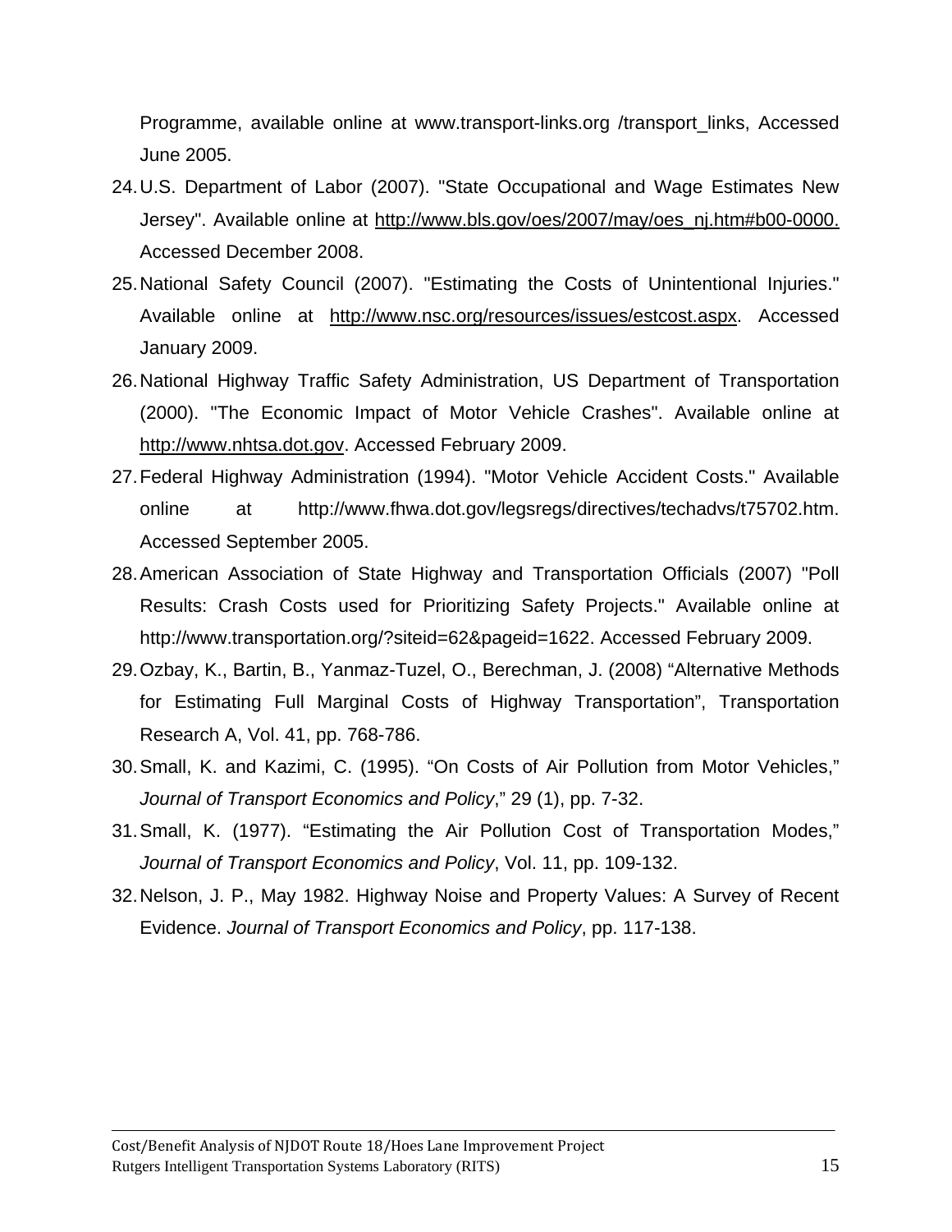Programme, available online at www.transport-links.org /transport_links, Accessed June 2005.

24. U.S. Department of Labor (2007). "State Occupational and Wage Estimates New Jersey". Available online at http://www.bls.gov/oes/2007/may/oes_nj.htm#b00-0000. Accessed December 2008.
25. National Safety Council (2007). "Estimating the Costs of Unintentional Injuries." Available online at http://www.nsc.org/resources/issues/estcost.aspx. Accessed January 2009.
26. National Highway Traffic Safety Administration, US Department of Transportation (2000). "The Economic Impact of Motor Vehicle Crashes". Available online at http://www.nhtsa.dot.gov. Accessed February 2009.
27. Federal Highway Administration (1994). "Motor Vehicle Accident Costs." Available online at http://www.fhwa.dot.gov/legsregs/directives/techadvs/t75702.htm. Accessed September 2005.
28. American Association of State Highway and Transportation Officials (2007) "Poll Results: Crash Costs used for Prioritizing Safety Projects." Available online at http://www.transportation.org/?siteid=62&pageid=1622. Accessed February 2009.
29. Ozbay, K., Bartin, B., Yanmaz-Tuzel, O., Berechman, J. (2008) "Alternative Methods for Estimating Full Marginal Costs of Highway Transportation", Transportation Research A, Vol. 41, pp. 768-786.
30. Small, K. and Kazimi, C. (1995). "On Costs of Air Pollution from Motor Vehicles," *Journal of Transport Economics and Policy*," 29 (1), pp. 7-32.
31. Small, K. (1977). "Estimating the Air Pollution Cost of Transportation Modes," *Journal of Transport Economics and Policy*, Vol. 11, pp. 109-132.
32. Nelson, J. P., May 1982. Highway Noise and Property Values: A Survey of Recent Evidence. *Journal of Transport Economics and Policy*, pp. 117-138.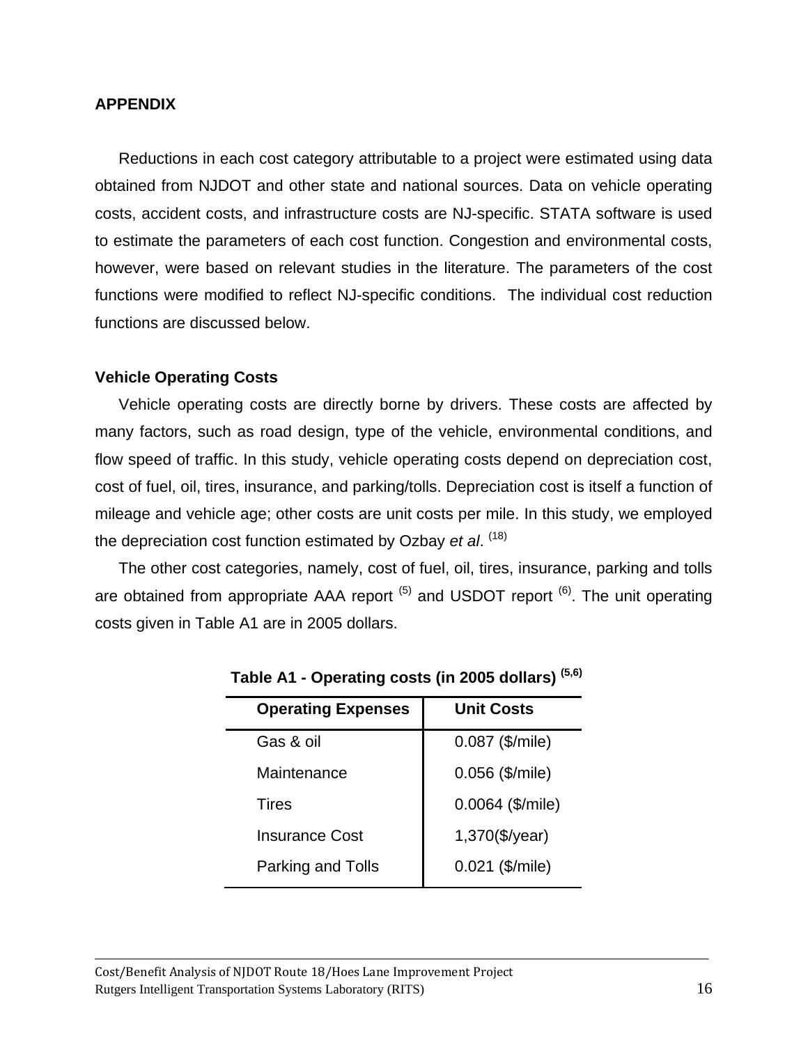## APPENDIX

Reductions in each cost category attributable to a project were estimated using data obtained from NJDOT and other state and national sources. Data on vehicle operating costs, accident costs, and infrastructure costs are NJ-specific. STATA software is used to estimate the parameters of each cost function. Congestion and environmental costs, however, were based on relevant studies in the literature. The parameters of the cost functions were modified to reflect NJ-specific conditions. The individual cost reduction functions are discussed below.

### Vehicle Operating Costs

Vehicle operating costs are directly borne by drivers. These costs are affected by many factors, such as road design, type of the vehicle, environmental conditions, and flow speed of traffic. In this study, vehicle operating costs depend on depreciation cost, cost of fuel, oil, tires, insurance, and parking/tolls. Depreciation cost is itself a function of mileage and vehicle age; other costs are unit costs per mile. In this study, we employed the depreciation cost function estimated by Ozbay *et al*. (18)

The other cost categories, namely, cost of fuel, oil, tires, insurance, parking and tolls are obtained from appropriate AAA report (5) and USDOT report (6). The unit operating costs given in Table A1 are in 2005 dollars.

**Table A1 - Operating costs (in 2005 dollars) (5,6)**

| Operating Expenses | Unit Costs |
|---|---|
| Gas & oil | 0.087 ($/mile) |
| Maintenance | 0.056 ($/mile) |
| Tires | 0.0064 ($/mile) |
| Insurance Cost | 1,370($/year) |
| Parking and Tolls | 0.021 ($/mile) |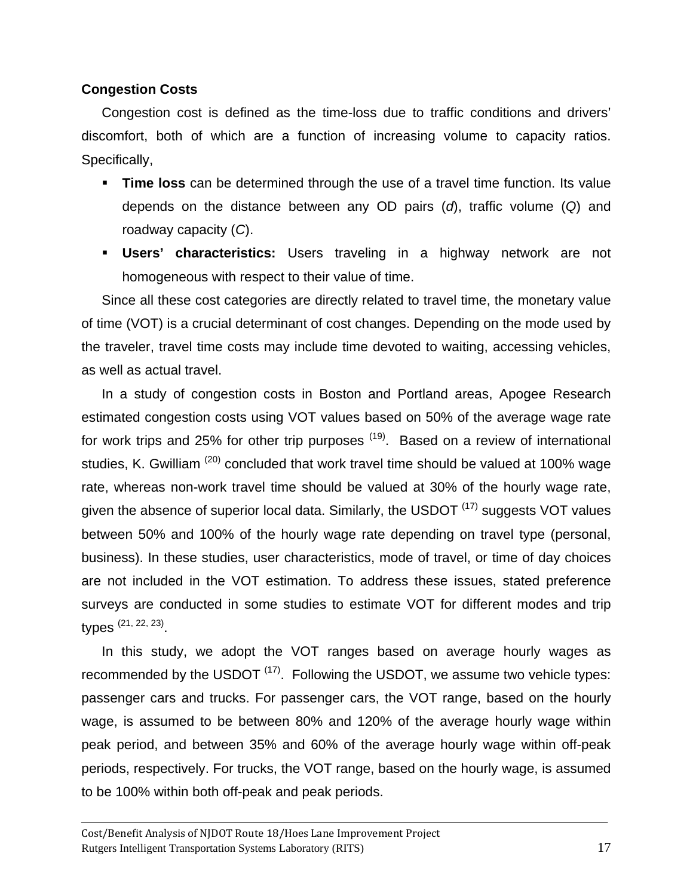**Congestion Costs**

Congestion cost is defined as the time-loss due to traffic conditions and drivers' discomfort, both of which are a function of increasing volume to capacity ratios. Specifically,

- **Time loss** can be determined through the use of a travel time function. Its value depends on the distance between any OD pairs (*d*), traffic volume (*Q*) and roadway capacity (*C*).
- **Users' characteristics:** Users traveling in a highway network are not homogeneous with respect to their value of time.

Since all these cost categories are directly related to travel time, the monetary value of time (VOT) is a crucial determinant of cost changes. Depending on the mode used by the traveler, travel time costs may include time devoted to waiting, accessing vehicles, as well as actual travel.

In a study of congestion costs in Boston and Portland areas, Apogee Research estimated congestion costs using VOT values based on 50% of the average wage rate for work trips and 25% for other trip purposes [(19)]. Based on a review of international studies, K. Gwilliam [(20)] concluded that work travel time should be valued at 100% wage rate, whereas non-work travel time should be valued at 30% of the hourly wage rate, given the absence of superior local data. Similarly, the USDOT [(17)] suggests VOT values between 50% and 100% of the hourly wage rate depending on travel type (personal, business). In these studies, user characteristics, mode of travel, or time of day choices are not included in the VOT estimation. To address these issues, stated preference surveys are conducted in some studies to estimate VOT for different modes and trip types [(21, 22, 23)].

In this study, we adopt the VOT ranges based on average hourly wages as recommended by the USDOT [(17)]. Following the USDOT, we assume two vehicle types: passenger cars and trucks. For passenger cars, the VOT range, based on the hourly wage, is assumed to be between 80% and 120% of the average hourly wage within peak period, and between 35% and 60% of the average hourly wage within off-peak periods, respectively. For trucks, the VOT range, based on the hourly wage, is assumed to be 100% within both off-peak and peak periods.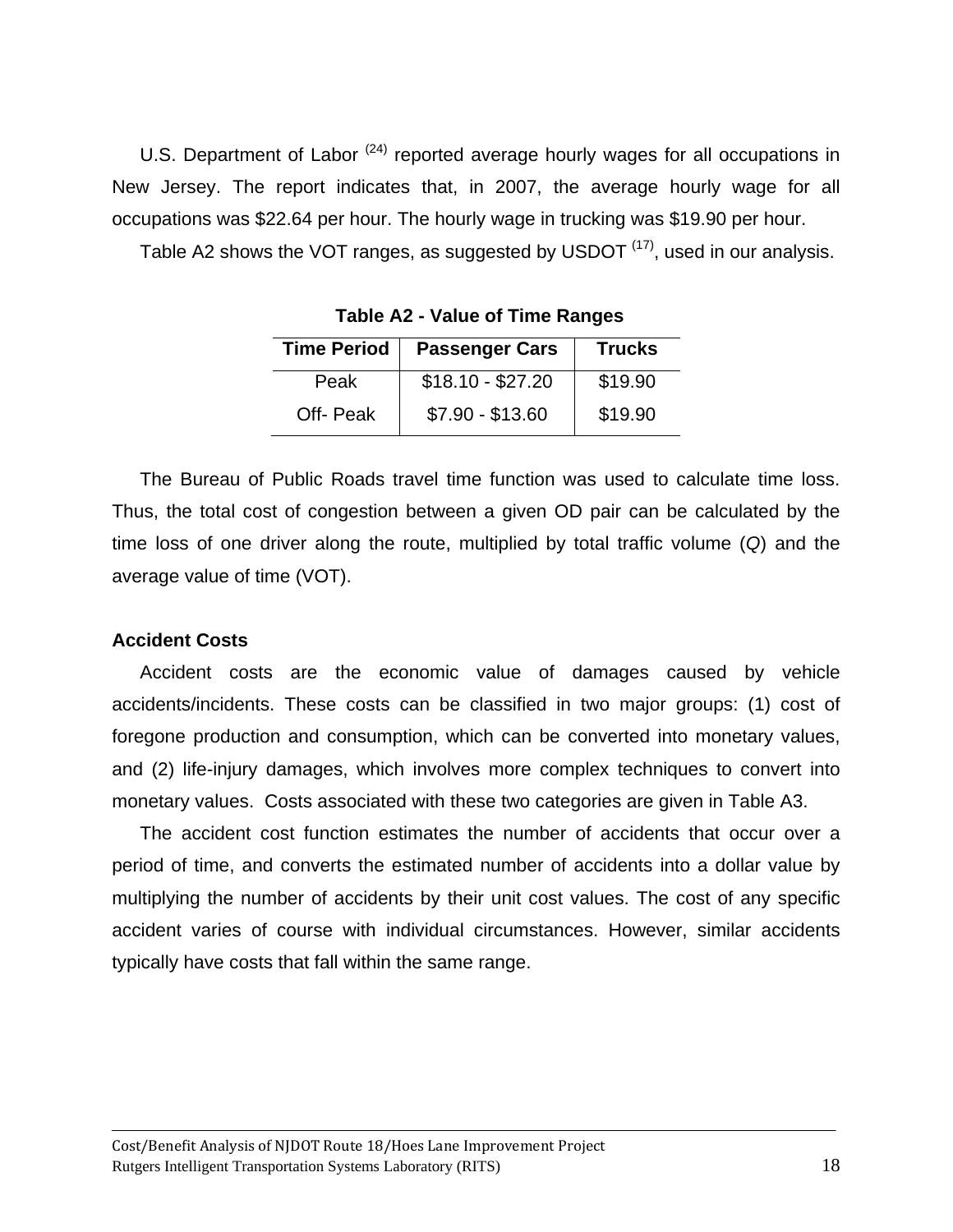U.S. Department of Labor [24] reported average hourly wages for all occupations in New Jersey. The report indicates that, in 2007, the average hourly wage for all occupations was $22.64 per hour. The hourly wage in trucking was $19.90 per hour.

Table A2 shows the VOT ranges, as suggested by USDOT [17], used in our analysis.

**Table A2 - Value of Time Ranges**

| Time Period | Passenger Cars | Trucks |
|---|---|---|
| Peak | $18.10 - $27.20 | $19.90 |
| Off- Peak | $7.90 - $13.60 | $19.90 |

The Bureau of Public Roads travel time function was used to calculate time loss. Thus, the total cost of congestion between a given OD pair can be calculated by the time loss of one driver along the route, multiplied by total traffic volume ($Q$) and the average value of time (VOT).

### Accident Costs

Accident costs are the economic value of damages caused by vehicle accidents/incidents. These costs can be classified in two major groups: (1) cost of foregone production and consumption, which can be converted into monetary values, and (2) life-injury damages, which involves more complex techniques to convert into monetary values. Costs associated with these two categories are given in Table A3.

The accident cost function estimates the number of accidents that occur over a period of time, and converts the estimated number of accidents into a dollar value by multiplying the number of accidents by their unit cost values. The cost of any specific accident varies of course with individual circumstances. However, similar accidents typically have costs that fall within the same range.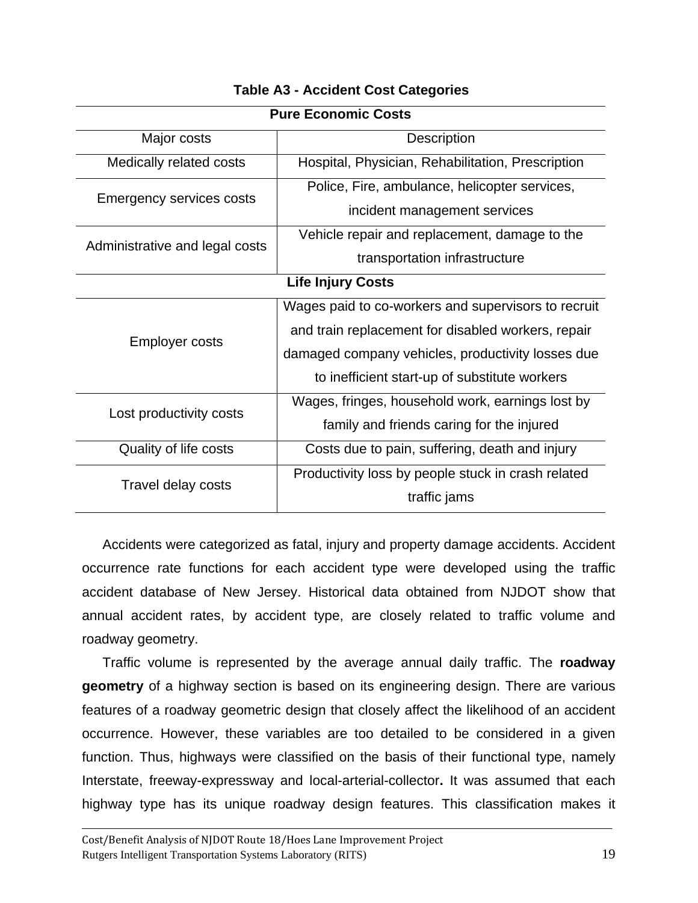**Table A3 - Accident Cost Categories**

| Major costs | Description |
|---|---|
| **Pure Economic Costs** | |
| Medically related costs | Hospital, Physician, Rehabilitation, Prescription |
| Emergency services costs | Police, Fire, ambulance, helicopter services, incident management services |
| Administrative and legal costs | Vehicle repair and replacement, damage to the transportation infrastructure |
| **Life Injury Costs** | |
| Employer costs | Wages paid to co-workers and supervisors to recruit and train replacement for disabled workers, repair damaged company vehicles, productivity losses due to inefficient start-up of substitute workers |
| Lost productivity costs | Wages, fringes, household work, earnings lost by family and friends caring for the injured |
| Quality of life costs | Costs due to pain, suffering, death and injury |
| Travel delay costs | Productivity loss by people stuck in crash related traffic jams |

Accidents were categorized as fatal, injury and property damage accidents. Accident occurrence rate functions for each accident type were developed using the traffic accident database of New Jersey. Historical data obtained from NJDOT show that annual accident rates, by accident type, are closely related to traffic volume and roadway geometry.

Traffic volume is represented by the average annual daily traffic. The **roadway geometry** of a highway section is based on its engineering design. There are various features of a roadway geometric design that closely affect the likelihood of an accident occurrence. However, these variables are too detailed to be considered in a given function. Thus, highways were classified on the basis of their functional type, namely Interstate, freeway-expressway and local-arterial-collector**.** It was assumed that each highway type has its unique roadway design features. This classification makes it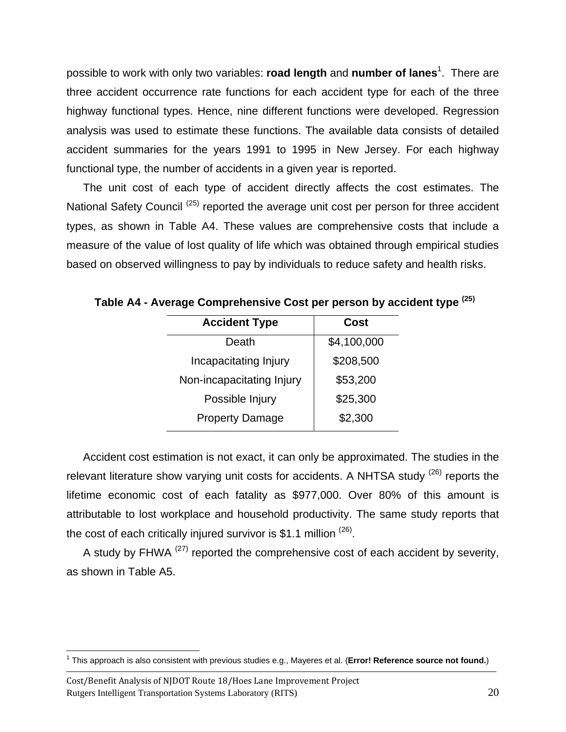possible to work with only two variables: **road length** and **number of lanes**[1]. There are three accident occurrence rate functions for each accident type for each of the three highway functional types. Hence, nine different functions were developed. Regression analysis was used to estimate these functions. The available data consists of detailed accident summaries for the years 1991 to 1995 in New Jersey. For each highway functional type, the number of accidents in a given year is reported.

The unit cost of each type of accident directly affects the cost estimates. The National Safety Council [(25)] reported the average unit cost per person for three accident types, as shown in Table A4. These values are comprehensive costs that include a measure of the value of lost quality of life which was obtained through empirical studies based on observed willingness to pay by individuals to reduce safety and health risks.

**Table A4 - Average Comprehensive Cost per person by accident type [(25)]**

| Accident Type | Cost |
|---|---|
| Death | \$4,100,000 |
| Incapacitating Injury | \$208,500 |
| Non-incapacitating Injury | \$53,200 |
| Possible Injury | \$25,300 |
| Property Damage | \$2,300 |

Accident cost estimation is not exact, it can only be approximated. The studies in the relevant literature show varying unit costs for accidents. A NHTSA study [(26)] reports the lifetime economic cost of each fatality as \$977,000. Over 80% of this amount is attributable to lost workplace and household productivity. The same study reports that the cost of each critically injured survivor is \$1.1 million [(26)].

A study by FHWA [(27)] reported the comprehensive cost of each accident by severity, as shown in Table A5.

[1] This approach is also consistent with previous studies e.g., Mayeres et al. (**Error! Reference source not found.**)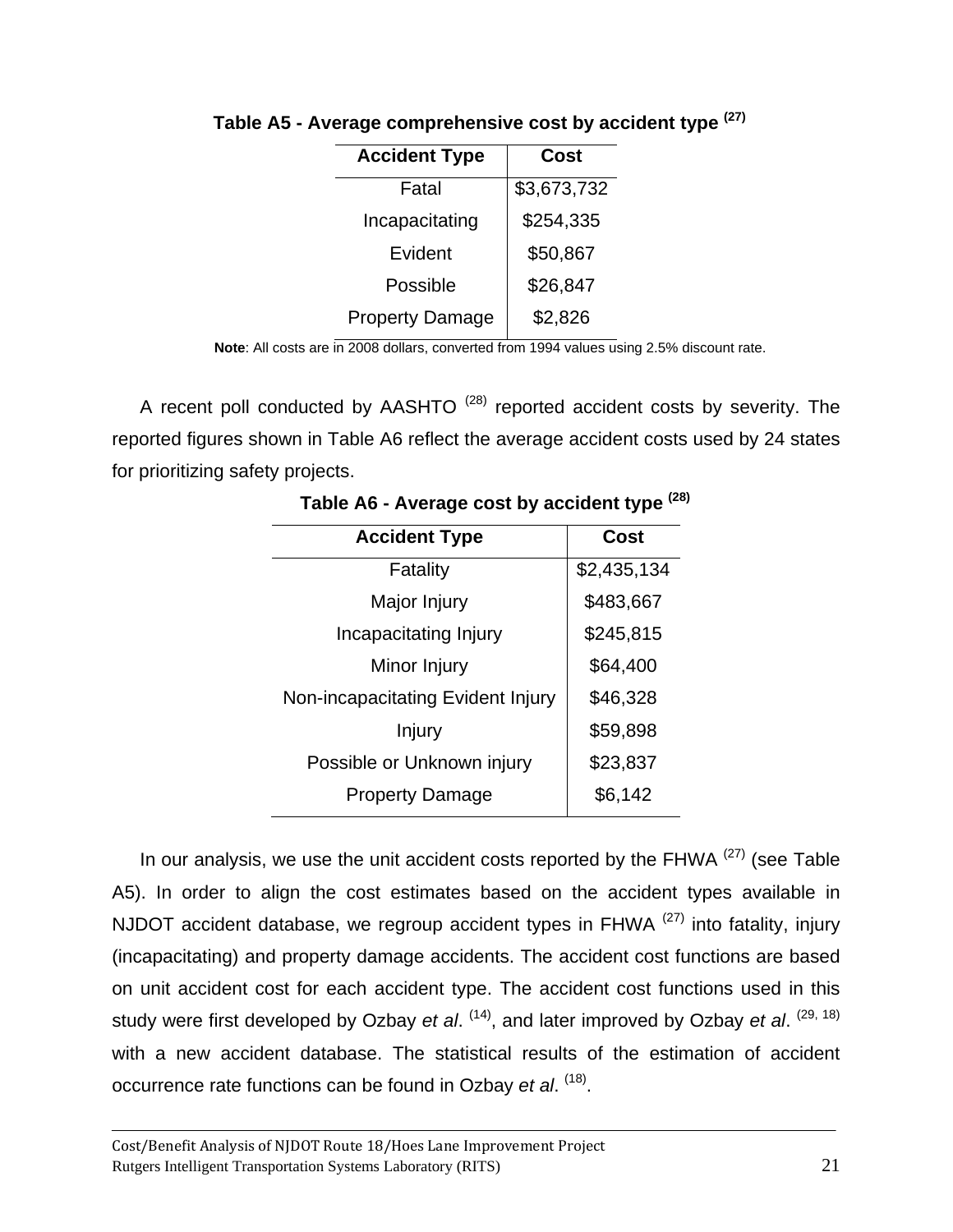**Table A5 - Average comprehensive cost by accident type [27]**

| Accident Type | Cost |
|---|---|
| Fatal | $3,673,732 |
| Incapacitating | $254,335 |
| Evident | $50,867 |
| Possible | $26,847 |
| Property Damage | $2,826 |

**Note**: All costs are in 2008 dollars, converted from 1994 values using 2.5% discount rate.

A recent poll conducted by AASHTO [28] reported accident costs by severity. The reported figures shown in Table A6 reflect the average accident costs used by 24 states for prioritizing safety projects.

**Table A6 - Average cost by accident type [28]**

| Accident Type | Cost |
|---|---|
| Fatality | $2,435,134 |
| Major Injury | $483,667 |
| Incapacitating Injury | $245,815 |
| Minor Injury | $64,400 |
| Non-incapacitating Evident Injury | $46,328 |
| Injury | $59,898 |
| Possible or Unknown injury | $23,837 |
| Property Damage | $6,142 |

In our analysis, we use the unit accident costs reported by the FHWA [27] (see Table A5). In order to align the cost estimates based on the accident types available in NJDOT accident database, we regroup accident types in FHWA [27] into fatality, injury (incapacitating) and property damage accidents. The accident cost functions are based on unit accident cost for each accident type. The accident cost functions used in this study were first developed by Ozbay *et al*. [14], and later improved by Ozbay *et al*. [29, 18] with a new accident database. The statistical results of the estimation of accident occurrence rate functions can be found in Ozbay *et al*. [18].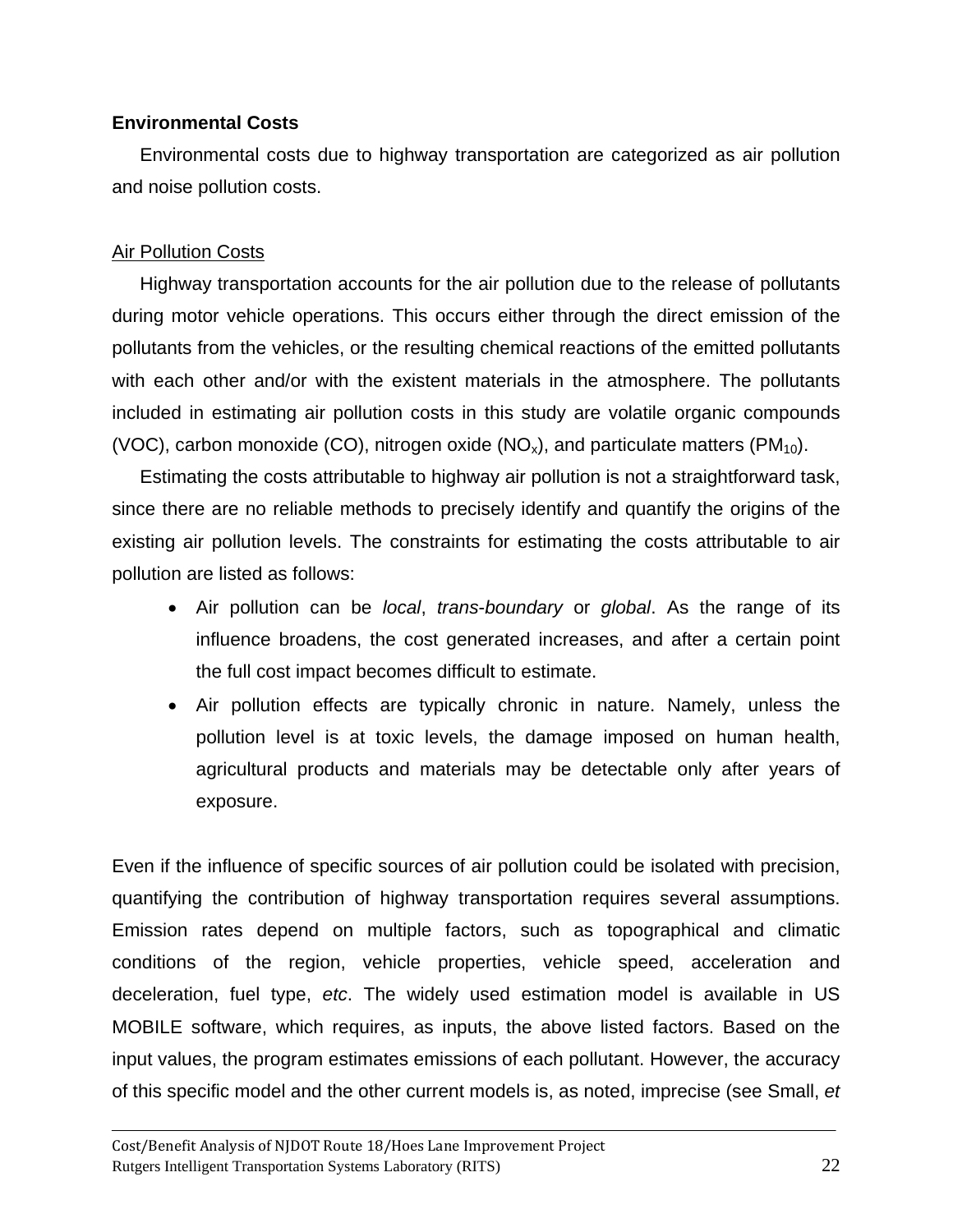**Environmental Costs**

Environmental costs due to highway transportation are categorized as air pollution and noise pollution costs.

Air Pollution Costs

Highway transportation accounts for the air pollution due to the release of pollutants during motor vehicle operations. This occurs either through the direct emission of the pollutants from the vehicles, or the resulting chemical reactions of the emitted pollutants with each other and/or with the existent materials in the atmosphere. The pollutants included in estimating air pollution costs in this study are volatile organic compounds (VOC), carbon monoxide (CO), nitrogen oxide ($NO_x$), and particulate matters ($PM_{10}$).

Estimating the costs attributable to highway air pollution is not a straightforward task, since there are no reliable methods to precisely identify and quantify the origins of the existing air pollution levels. The constraints for estimating the costs attributable to air pollution are listed as follows:

- Air pollution can be *local*, *trans-boundary* or *global*. As the range of its influence broadens, the cost generated increases, and after a certain point the full cost impact becomes difficult to estimate.
- Air pollution effects are typically chronic in nature. Namely, unless the pollution level is at toxic levels, the damage imposed on human health, agricultural products and materials may be detectable only after years of exposure.

Even if the influence of specific sources of air pollution could be isolated with precision, quantifying the contribution of highway transportation requires several assumptions. Emission rates depend on multiple factors, such as topographical and climatic conditions of the region, vehicle properties, vehicle speed, acceleration and deceleration, fuel type, *etc*. The widely used estimation model is available in US MOBILE software, which requires, as inputs, the above listed factors. Based on the input values, the program estimates emissions of each pollutant. However, the accuracy of this specific model and the other current models is, as noted, imprecise (see Small, *et*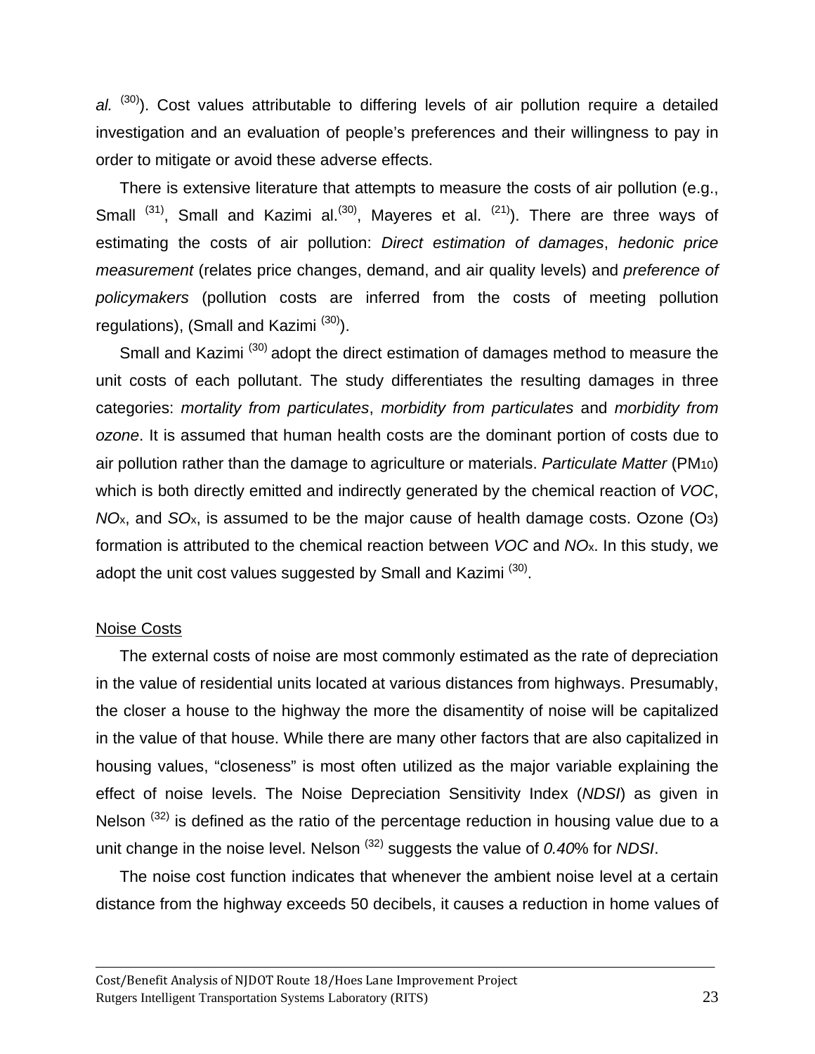*al.* [30]). Cost values attributable to differing levels of air pollution require a detailed investigation and an evaluation of people's preferences and their willingness to pay in order to mitigate or avoid these adverse effects.

There is extensive literature that attempts to measure the costs of air pollution (e.g., Small [31], Small and Kazimi al.[30], Mayeres et al. [21]). There are three ways of estimating the costs of air pollution: *Direct estimation of damages*, *hedonic price measurement* (relates price changes, demand, and air quality levels) and *preference of policymakers* (pollution costs are inferred from the costs of meeting pollution regulations), (Small and Kazimi [30]).

Small and Kazimi [30] adopt the direct estimation of damages method to measure the unit costs of each pollutant. The study differentiates the resulting damages in three categories: *mortality from particulates*, *morbidity from particulates* and *morbidity from ozone*. It is assumed that human health costs are the dominant portion of costs due to air pollution rather than the damage to agriculture or materials. *Particulate Matter* ($PM_{10}$) which is both directly emitted and indirectly generated by the chemical reaction of *VOC*, $NO_x$, and $SO_x$, is assumed to be the major cause of health damage costs. Ozone ($O_3$) formation is attributed to the chemical reaction between *VOC* and $NO_x$. In this study, we adopt the unit cost values suggested by Small and Kazimi [30].

## Noise Costs

The external costs of noise are most commonly estimated as the rate of depreciation in the value of residential units located at various distances from highways. Presumably, the closer a house to the highway the more the disamentity of noise will be capitalized in the value of that house. While there are many other factors that are also capitalized in housing values, "closeness" is most often utilized as the major variable explaining the effect of noise levels. The Noise Depreciation Sensitivity Index (*NDSI*) as given in Nelson [32] is defined as the ratio of the percentage reduction in housing value due to a unit change in the noise level. Nelson [32] suggests the value of *0.40*% for *NDSI*.

The noise cost function indicates that whenever the ambient noise level at a certain distance from the highway exceeds 50 decibels, it causes a reduction in home values of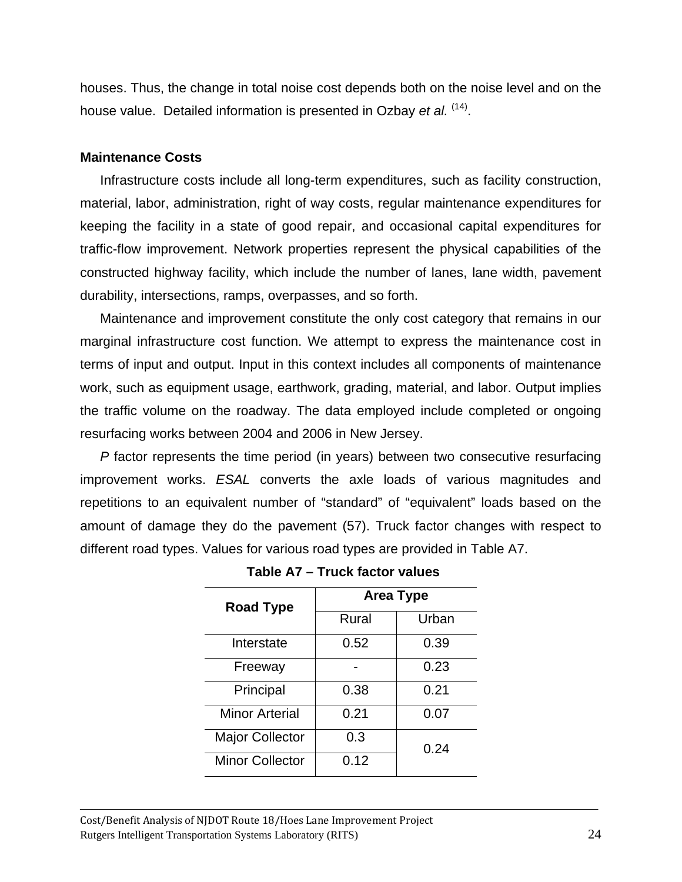houses. Thus, the change in total noise cost depends both on the noise level and on the house value. Detailed information is presented in Ozbay *et al.* [(14)].

**Maintenance Costs**

Infrastructure costs include all long-term expenditures, such as facility construction, material, labor, administration, right of way costs, regular maintenance expenditures for keeping the facility in a state of good repair, and occasional capital expenditures for traffic-flow improvement. Network properties represent the physical capabilities of the constructed highway facility, which include the number of lanes, lane width, pavement durability, intersections, ramps, overpasses, and so forth.

Maintenance and improvement constitute the only cost category that remains in our marginal infrastructure cost function. We attempt to express the maintenance cost in terms of input and output. Input in this context includes all components of maintenance work, such as equipment usage, earthwork, grading, material, and labor. Output implies the traffic volume on the roadway. The data employed include completed or ongoing resurfacing works between 2004 and 2006 in New Jersey.

*P* factor represents the time period (in years) between two consecutive resurfacing improvement works. *ESAL* converts the axle loads of various magnitudes and repetitions to an equivalent number of "standard" of "equivalent" loads based on the amount of damage they do the pavement (57). Truck factor changes with respect to different road types. Values for various road types are provided in Table A7.

**Table A7 – Truck factor values**

| Road Type | Area Type | |
|---|---|---|
| | Rural | Urban |
| Interstate | 0.52 | 0.39 |
| Freeway | - | 0.23 |
| Principal | 0.38 | 0.21 |
| Minor Arterial | 0.21 | 0.07 |
| Major Collector | 0.3 | 0.24 |
| Minor Collector | 0.12 | |